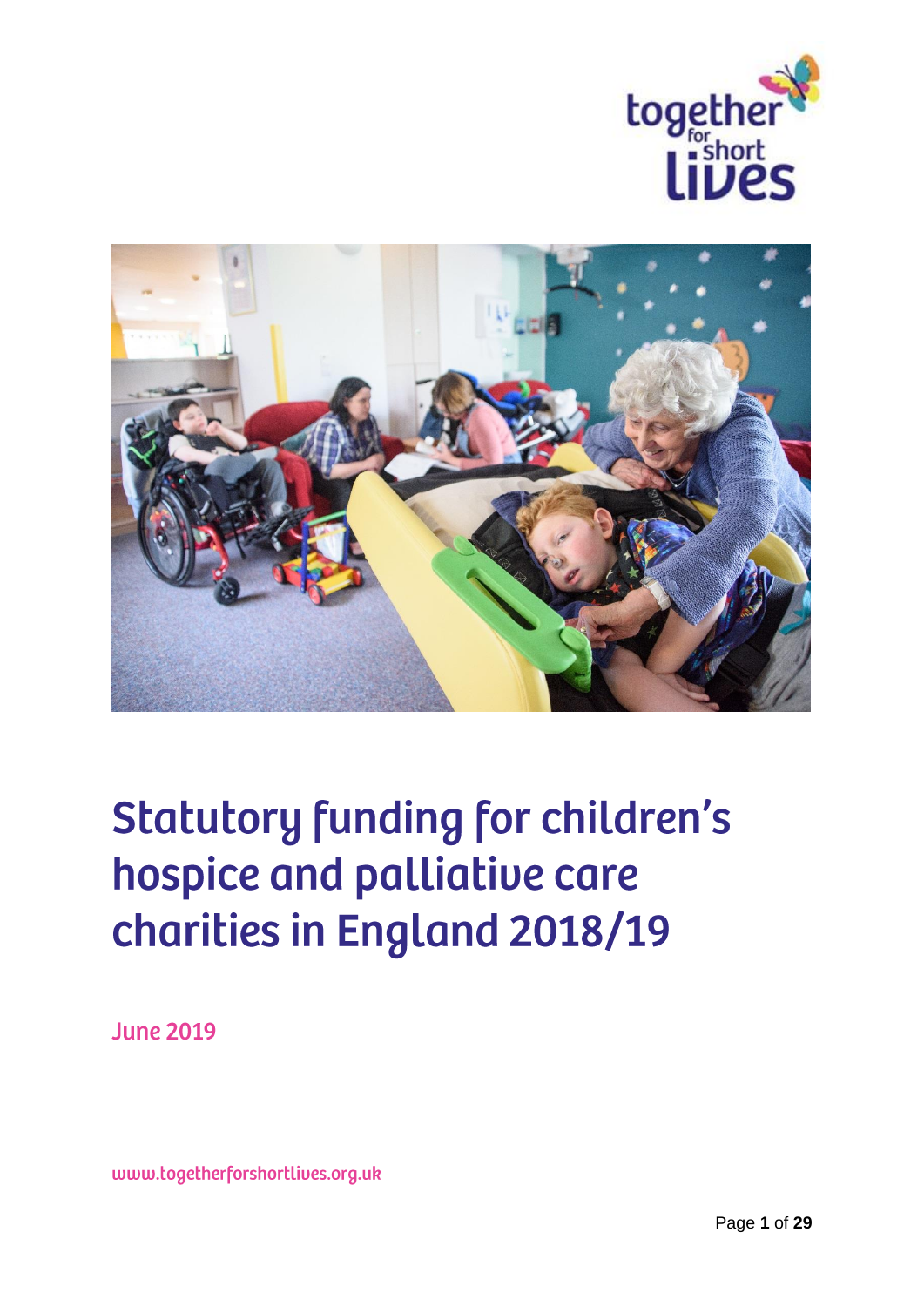together for short lives

# Statutory funding for children's hospice and palliative care charities in England 2018/19

June 2019

www.togetherforshortlives.org.uk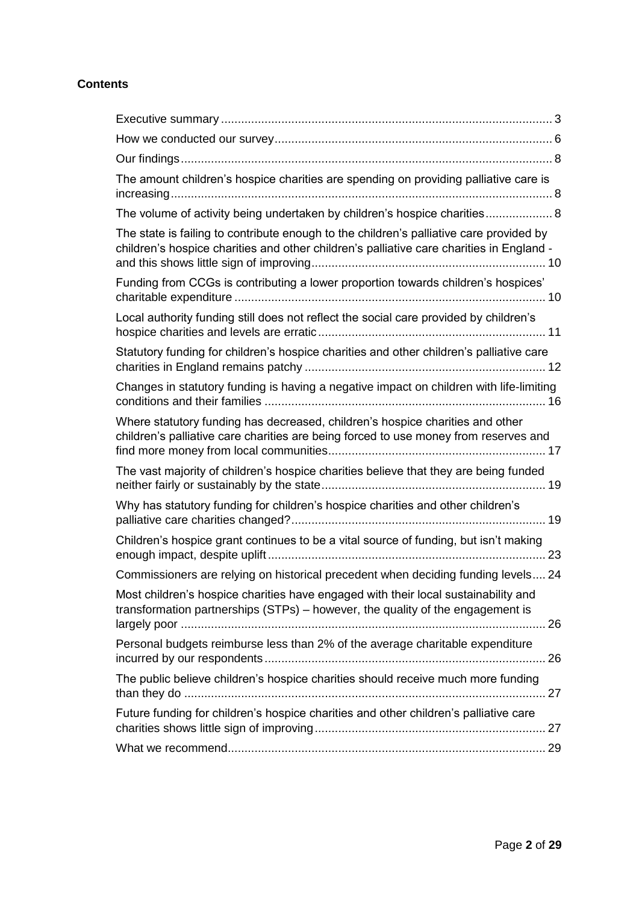**Contents**

Executive summary ..... 3

How we conducted our survey ..... 6

Our findings ..... 8

The amount children's hospice charities are spending on providing palliative care is increasing ..... 8

The volume of activity being undertaken by children's hospice charities ..... 8

The state is failing to contribute enough to the children's palliative care provided by children's hospice charities and other children's palliative care charities in England - and this shows little sign of improving ..... 10

Funding from CCGs is contributing a lower proportion towards children's hospices' charitable expenditure ..... 10

Local authority funding still does not reflect the social care provided by children's hospice charities and levels are erratic ..... 11

Statutory funding for children's hospice charities and other children's palliative care charities in England remains patchy ..... 12

Changes in statutory funding is having a negative impact on children with life-limiting conditions and their families ..... 16

Where statutory funding has decreased, children's hospice charities and other children's palliative care charities are being forced to use money from reserves and find more money from local communities ..... 17

The vast majority of children's hospice charities believe that they are being funded neither fairly or sustainably by the state ..... 19

Why has statutory funding for children's hospice charities and other children's palliative care charities changed? ..... 19

Children's hospice grant continues to be a vital source of funding, but isn't making enough impact, despite uplift ..... 23

Commissioners are relying on historical precedent when deciding funding levels ..... 24

Most children's hospice charities have engaged with their local sustainability and transformation partnerships (STPs) – however, the quality of the engagement is largely poor ..... 26

Personal budgets reimburse less than 2% of the average charitable expenditure incurred by our respondents ..... 26

The public believe children's hospice charities should receive much more funding than they do ..... 27

Future funding for children's hospice charities and other children's palliative care charities shows little sign of improving ..... 27

What we recommend ..... 29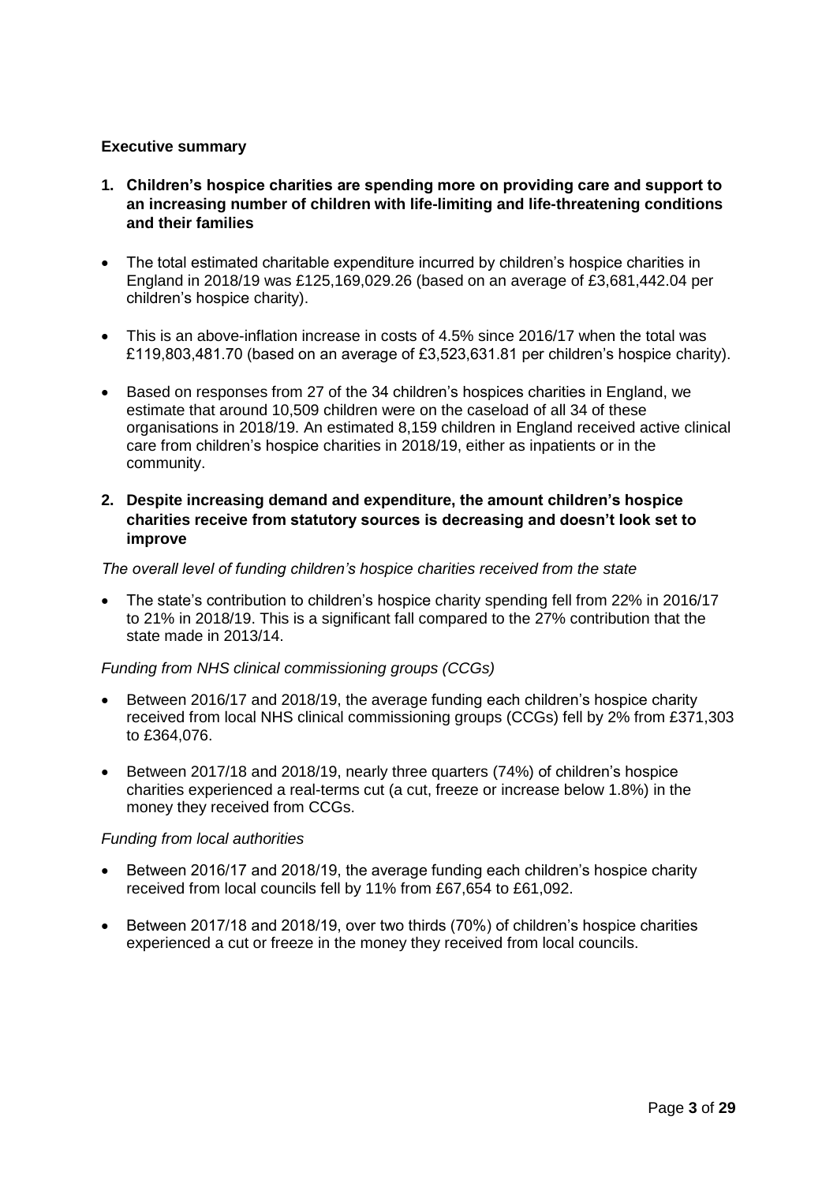**Executive summary**

1. **Children's hospice charities are spending more on providing care and support to an increasing number of children with life-limiting and life-threatening conditions and their families**

- The total estimated charitable expenditure incurred by children's hospice charities in England in 2018/19 was £125,169,029.26 (based on an average of £3,681,442.04 per children's hospice charity).
- This is an above-inflation increase in costs of 4.5% since 2016/17 when the total was £119,803,481.70 (based on an average of £3,523,631.81 per children's hospice charity).
- Based on responses from 27 of the 34 children's hospices charities in England, we estimate that around 10,509 children were on the caseload of all 34 of these organisations in 2018/19. An estimated 8,159 children in England received active clinical care from children's hospice charities in 2018/19, either as inpatients or in the community.

2. **Despite increasing demand and expenditure, the amount children's hospice charities receive from statutory sources is decreasing and doesn't look set to improve**

*The overall level of funding children's hospice charities received from the state*

- The state's contribution to children's hospice charity spending fell from 22% in 2016/17 to 21% in 2018/19. This is a significant fall compared to the 27% contribution that the state made in 2013/14.

*Funding from NHS clinical commissioning groups (CCGs)*

- Between 2016/17 and 2018/19, the average funding each children's hospice charity received from local NHS clinical commissioning groups (CCGs) fell by 2% from £371,303 to £364,076.
- Between 2017/18 and 2018/19, nearly three quarters (74%) of children's hospice charities experienced a real-terms cut (a cut, freeze or increase below 1.8%) in the money they received from CCGs.

*Funding from local authorities*

- Between 2016/17 and 2018/19, the average funding each children's hospice charity received from local councils fell by 11% from £67,654 to £61,092.
- Between 2017/18 and 2018/19, over two thirds (70%) of children's hospice charities experienced a cut or freeze in the money they received from local councils.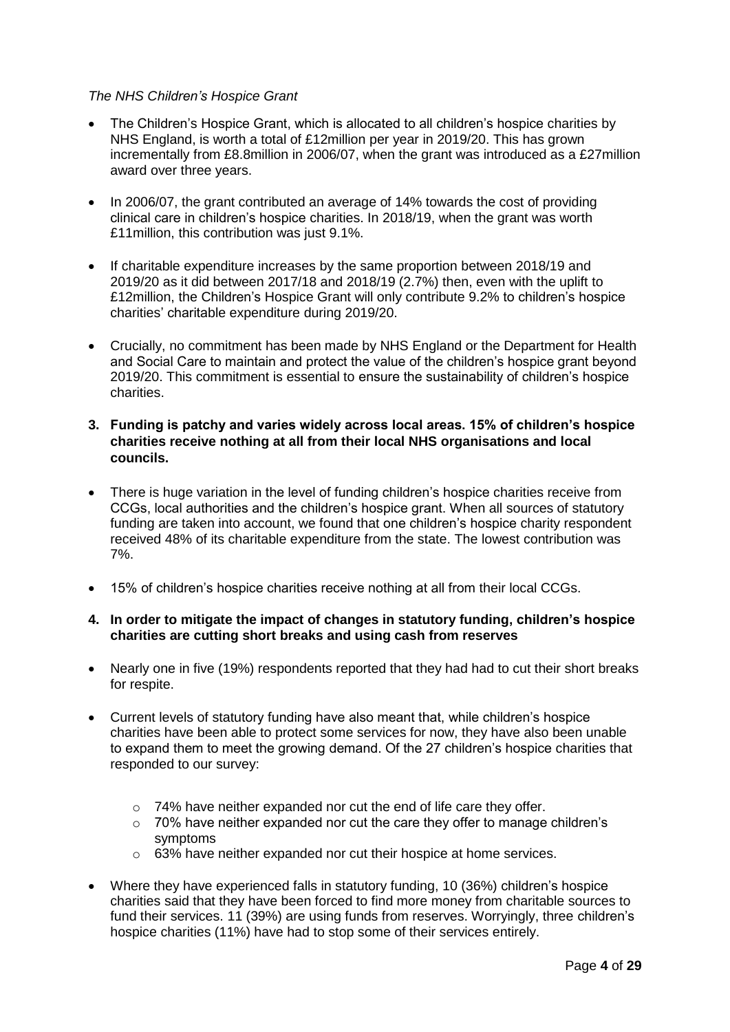*The NHS Children's Hospice Grant*

- The Children's Hospice Grant, which is allocated to all children's hospice charities by NHS England, is worth a total of £12million per year in 2019/20. This has grown incrementally from £8.8million in 2006/07, when the grant was introduced as a £27million award over three years.

- In 2006/07, the grant contributed an average of 14% towards the cost of providing clinical care in children's hospice charities. In 2018/19, when the grant was worth £11million, this contribution was just 9.1%.

- If charitable expenditure increases by the same proportion between 2018/19 and 2019/20 as it did between 2017/18 and 2018/19 (2.7%) then, even with the uplift to £12million, the Children's Hospice Grant will only contribute 9.2% to children's hospice charities' charitable expenditure during 2019/20.

- Crucially, no commitment has been made by NHS England or the Department for Health and Social Care to maintain and protect the value of the children's hospice grant beyond 2019/20. This commitment is essential to ensure the sustainability of children's hospice charities.

**3. Funding is patchy and varies widely across local areas. 15% of children's hospice charities receive nothing at all from their local NHS organisations and local councils.**

- There is huge variation in the level of funding children's hospice charities receive from CCGs, local authorities and the children's hospice grant. When all sources of statutory funding are taken into account, we found that one children's hospice charity respondent received 48% of its charitable expenditure from the state. The lowest contribution was 7%.

- 15% of children's hospice charities receive nothing at all from their local CCGs.

**4. In order to mitigate the impact of changes in statutory funding, children's hospice charities are cutting short breaks and using cash from reserves**

- Nearly one in five (19%) respondents reported that they had had to cut their short breaks for respite.

- Current levels of statutory funding have also meant that, while children's hospice charities have been able to protect some services for now, they have also been unable to expand them to meet the growing demand. Of the 27 children's hospice charities that responded to our survey:

  - 74% have neither expanded nor cut the end of life care they offer.
  - 70% have neither expanded nor cut the care they offer to manage children's symptoms
  - 63% have neither expanded nor cut their hospice at home services.

- Where they have experienced falls in statutory funding, 10 (36%) children's hospice charities said that they have been forced to find more money from charitable sources to fund their services. 11 (39%) are using funds from reserves. Worryingly, three children's hospice charities (11%) have had to stop some of their services entirely.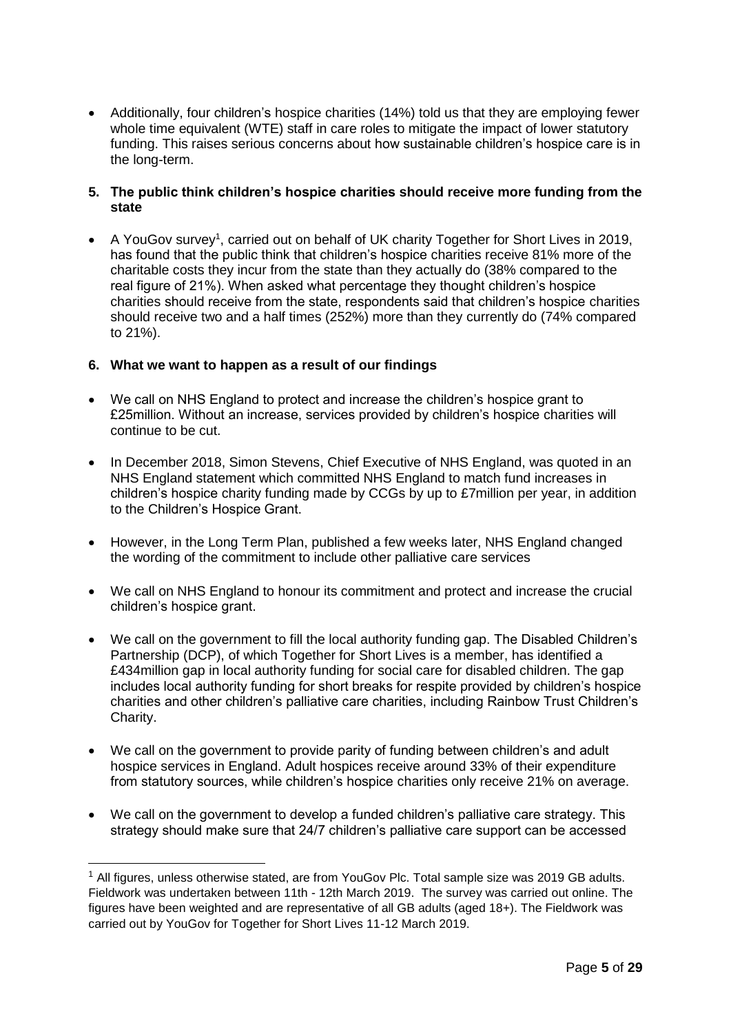- Additionally, four children's hospice charities (14%) told us that they are employing fewer whole time equivalent (WTE) staff in care roles to mitigate the impact of lower statutory funding. This raises serious concerns about how sustainable children's hospice care is in the long-term.

**5. The public think children's hospice charities should receive more funding from the state**

- A YouGov survey[1], carried out on behalf of UK charity Together for Short Lives in 2019, has found that the public think that children's hospice charities receive 81% more of the charitable costs they incur from the state than they actually do (38% compared to the real figure of 21%). When asked what percentage they thought children's hospice charities should receive from the state, respondents said that children's hospice charities should receive two and a half times (252%) more than they currently do (74% compared to 21%).

**6. What we want to happen as a result of our findings**

- We call on NHS England to protect and increase the children's hospice grant to £25million. Without an increase, services provided by children's hospice charities will continue to be cut.
- In December 2018, Simon Stevens, Chief Executive of NHS England, was quoted in an NHS England statement which committed NHS England to match fund increases in children's hospice charity funding made by CCGs by up to £7million per year, in addition to the Children's Hospice Grant.
- However, in the Long Term Plan, published a few weeks later, NHS England changed the wording of the commitment to include other palliative care services
- We call on NHS England to honour its commitment and protect and increase the crucial children's hospice grant.
- We call on the government to fill the local authority funding gap. The Disabled Children's Partnership (DCP), of which Together for Short Lives is a member, has identified a £434million gap in local authority funding for social care for disabled children. The gap includes local authority funding for short breaks for respite provided by children's hospice charities and other children's palliative care charities, including Rainbow Trust Children's Charity.
- We call on the government to provide parity of funding between children's and adult hospice services in England. Adult hospices receive around 33% of their expenditure from statutory sources, while children's hospice charities only receive 21% on average.
- We call on the government to develop a funded children's palliative care strategy. This strategy should make sure that 24/7 children's palliative care support can be accessed

[1] All figures, unless otherwise stated, are from YouGov Plc. Total sample size was 2019 GB adults. Fieldwork was undertaken between 11th - 12th March 2019. The survey was carried out online. The figures have been weighted and are representative of all GB adults (aged 18+). The Fieldwork was carried out by YouGov for Together for Short Lives 11-12 March 2019.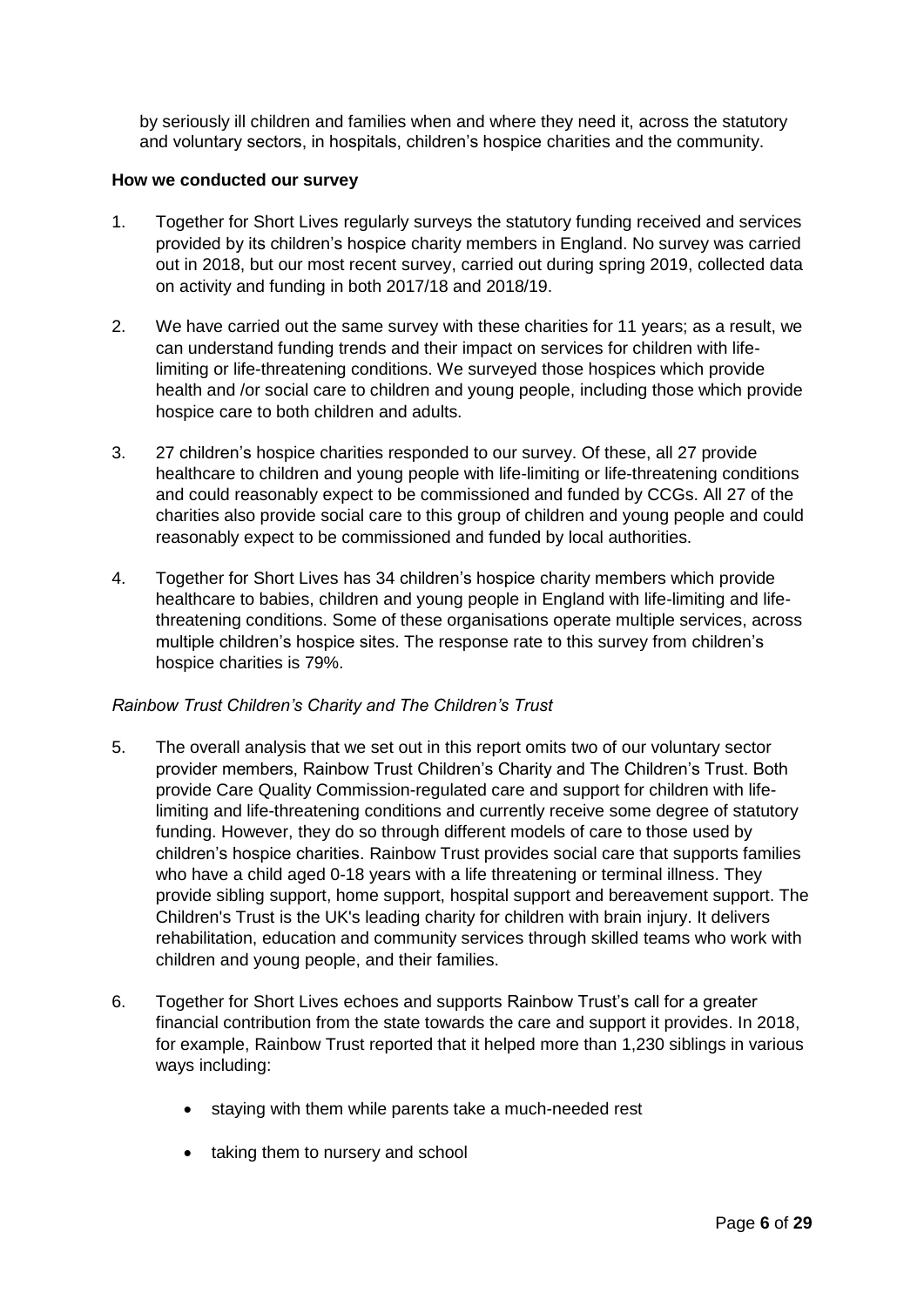by seriously ill children and families when and where they need it, across the statutory and voluntary sectors, in hospitals, children's hospice charities and the community.

**How we conducted our survey**

1. Together for Short Lives regularly surveys the statutory funding received and services provided by its children's hospice charity members in England. No survey was carried out in 2018, but our most recent survey, carried out during spring 2019, collected data on activity and funding in both 2017/18 and 2018/19.

2. We have carried out the same survey with these charities for 11 years; as a result, we can understand funding trends and their impact on services for children with life-limiting or life-threatening conditions. We surveyed those hospices which provide health and /or social care to children and young people, including those which provide hospice care to both children and adults.

3. 27 children's hospice charities responded to our survey. Of these, all 27 provide healthcare to children and young people with life-limiting or life-threatening conditions and could reasonably expect to be commissioned and funded by CCGs. All 27 of the charities also provide social care to this group of children and young people and could reasonably expect to be commissioned and funded by local authorities.

4. Together for Short Lives has 34 children's hospice charity members which provide healthcare to babies, children and young people in England with life-limiting and life-threatening conditions. Some of these organisations operate multiple services, across multiple children's hospice sites. The response rate to this survey from children's hospice charities is 79%.

*Rainbow Trust Children's Charity and The Children's Trust*

5. The overall analysis that we set out in this report omits two of our voluntary sector provider members, Rainbow Trust Children's Charity and The Children's Trust. Both provide Care Quality Commission-regulated care and support for children with life-limiting and life-threatening conditions and currently receive some degree of statutory funding. However, they do so through different models of care to those used by children's hospice charities. Rainbow Trust provides social care that supports families who have a child aged 0-18 years with a life threatening or terminal illness. They provide sibling support, home support, hospital support and bereavement support. The Children's Trust is the UK's leading charity for children with brain injury. It delivers rehabilitation, education and community services through skilled teams who work with children and young people, and their families.

6. Together for Short Lives echoes and supports Rainbow Trust's call for a greater financial contribution from the state towards the care and support it provides. In 2018, for example, Rainbow Trust reported that it helped more than 1,230 siblings in various ways including:

    - staying with them while parents take a much-needed rest
    - taking them to nursery and school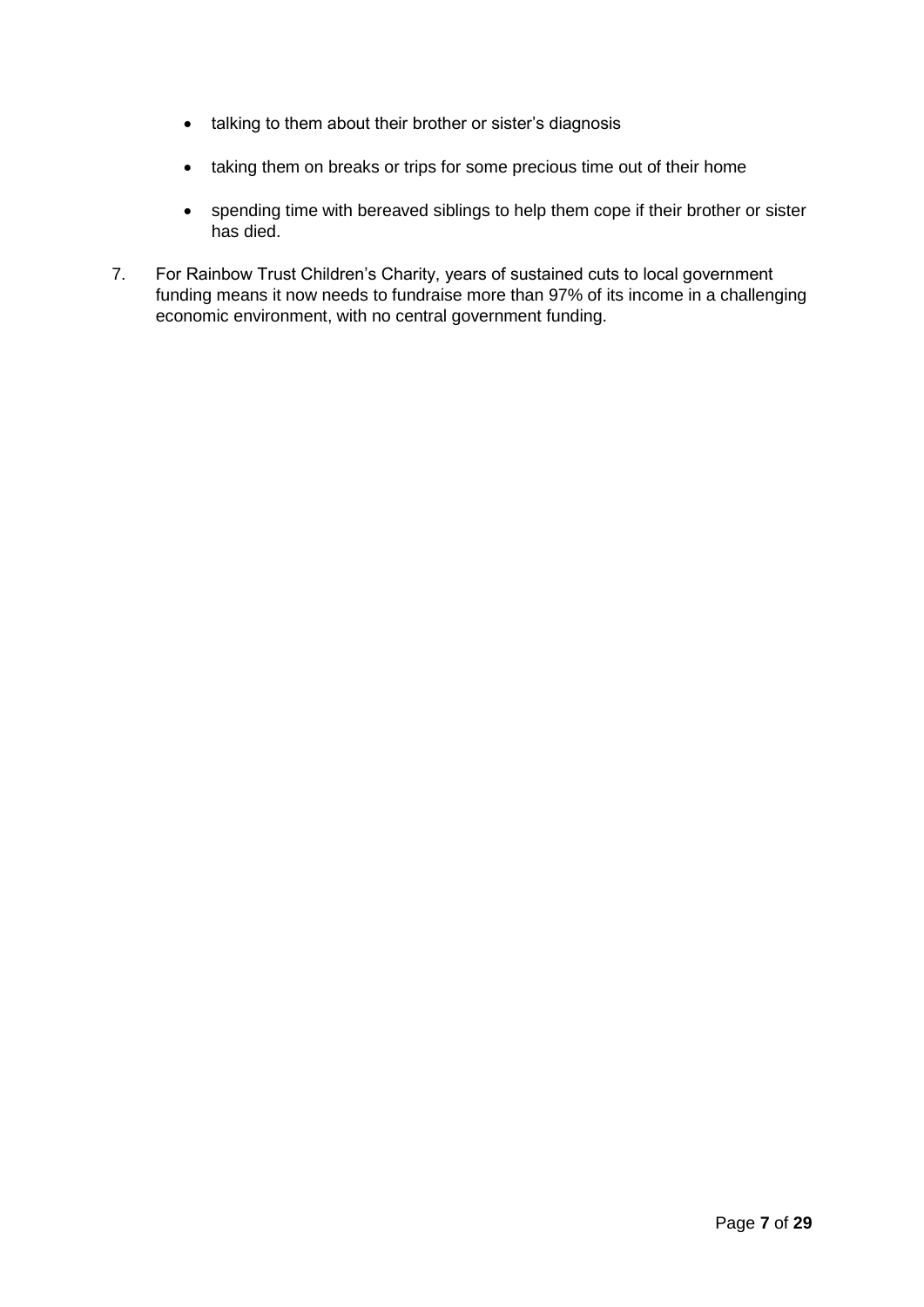- talking to them about their brother or sister's diagnosis
- taking them on breaks or trips for some precious time out of their home
- spending time with bereaved siblings to help them cope if their brother or sister has died.

7. For Rainbow Trust Children's Charity, years of sustained cuts to local government funding means it now needs to fundraise more than 97% of its income in a challenging economic environment, with no central government funding.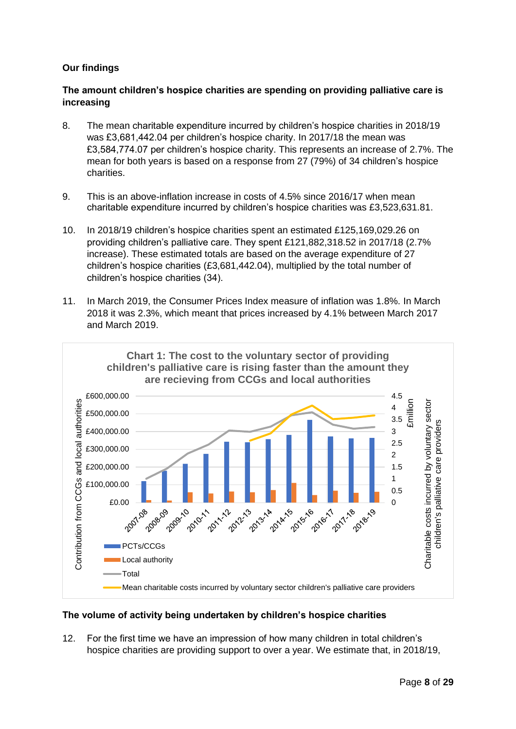**Our findings**

**The amount children's hospice charities are spending on providing palliative care is increasing**

8. The mean charitable expenditure incurred by children's hospice charities in 2018/19 was £3,681,442.04 per children's hospice charity. In 2017/18 the mean was £3,584,774.07 per children's hospice charity. This represents an increase of 2.7%. The mean for both years is based on a response from 27 (79%) of 34 children's hospice charities.

9. This is an above-inflation increase in costs of 4.5% since 2016/17 when mean charitable expenditure incurred by children's hospice charities was £3,523,631.81.

10. In 2018/19 children's hospice charities spent an estimated £125,169,029.26 on providing children's palliative care. They spent £121,882,318.52 in 2017/18 (2.7% increase). These estimated totals are based on the average expenditure of 27 children's hospice charities (£3,681,442.04), multiplied by the total number of children's hospice charities (34).

11. In March 2019, the Consumer Prices Index measure of inflation was 1.8%. In March 2018 it was 2.3%, which meant that prices increased by 4.1% between March 2017 and March 2019.

**Chart 1: The cost to the voluntary sector of providing children's palliative care is rising faster than the amount they are recieving from CCGs and local authorities**

**The volume of activity being undertaken by children's hospice charities**

12. For the first time we have an impression of how many children in total children's hospice charities are providing support to over a year. We estimate that, in 2018/19,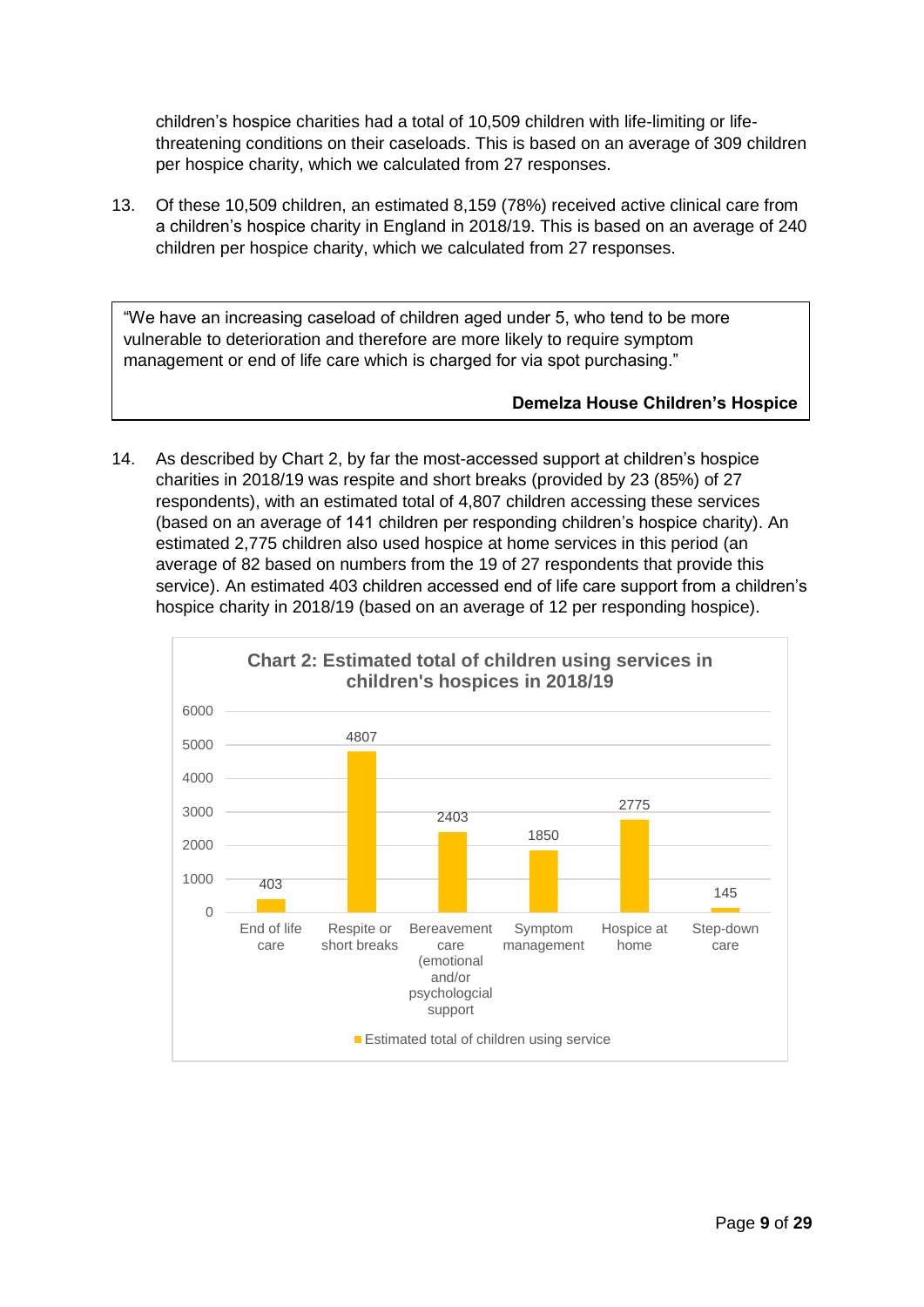children's hospice charities had a total of 10,509 children with life-limiting or life-threatening conditions on their caseloads. This is based on an average of 309 children per hospice charity, which we calculated from 27 responses.

13. Of these 10,509 children, an estimated 8,159 (78%) received active clinical care from a children's hospice charity in England in 2018/19. This is based on an average of 240 children per hospice charity, which we calculated from 27 responses.

> "We have an increasing caseload of children aged under 5, who tend to be more vulnerable to deterioration and therefore are more likely to require symptom management or end of life care which is charged for via spot purchasing."
>
> **Demelza House Children's Hospice**

14. As described by Chart 2, by far the most-accessed support at children's hospice charities in 2018/19 was respite and short breaks (provided by 23 (85%) of 27 respondents), with an estimated total of 4,807 children accessing these services (based on an average of 141 children per responding children's hospice charity). An estimated 2,775 children also used hospice at home services in this period (an average of 82 based on numbers from the 19 of 27 respondents that provide this service). An estimated 403 children accessed end of life care support from a children's hospice charity in 2018/19 (based on an average of 12 per responding hospice).

**Chart 2: Estimated total of children using services in children's hospices in 2018/19**

| Service | Estimated total of children using service |
|---|---|
| End of life care | 403 |
| Respite or short breaks | 4807 |
| Bereavement care (emotional and/or psychologcial support | 2403 |
| Symptom management | 1850 |
| Hospice at home | 2775 |
| Step-down care | 145 |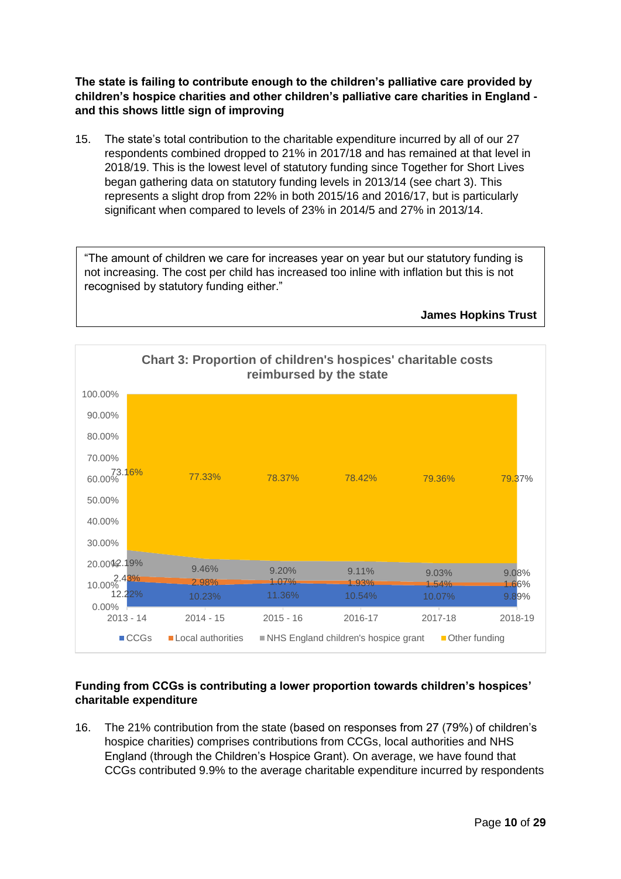**The state is failing to contribute enough to the children's palliative care provided by children's hospice charities and other children's palliative care charities in England - and this shows little sign of improving**

15. The state's total contribution to the charitable expenditure incurred by all of our 27 respondents combined dropped to 21% in 2017/18 and has remained at that level in 2018/19. This is the lowest level of statutory funding since Together for Short Lives began gathering data on statutory funding levels in 2013/14 (see chart 3). This represents a slight drop from 22% in both 2015/16 and 2016/17, but is particularly significant when compared to levels of 23% in 2014/5 and 27% in 2013/14.

> "The amount of children we care for increases year on year but our statutory funding is not increasing. The cost per child has increased too inline with inflation but this is not recognised by statutory funding either."
>
> **James Hopkins Trust**

**Chart 3: Proportion of children's hospices' charitable costs reimbursed by the state**

| | 2013 - 14 | 2014 - 15 | 2015 - 16 | 2016-17 | 2017-18 | 2018-19 |
|---|---|---|---|---|---|---|
| CCGs | 12.22% | 10.23% | 11.36% | 10.54% | 10.07% | 9.89% |
| Local authorities | 2.43% | 2.98% | 1.07% | 1.93% | 1.54% | 1.66% |
| NHS England children's hospice grant | 12.19% | 9.46% | 9.20% | 9.11% | 9.03% | 9.08% |
| Other funding | 73.16% | 77.33% | 78.37% | 78.42% | 79.36% | 79.37% |

**Funding from CCGs is contributing a lower proportion towards children's hospices' charitable expenditure**

16. The 21% contribution from the state (based on responses from 27 (79%) of children's hospice charities) comprises contributions from CCGs, local authorities and NHS England (through the Children's Hospice Grant). On average, we have found that CCGs contributed 9.9% to the average charitable expenditure incurred by respondents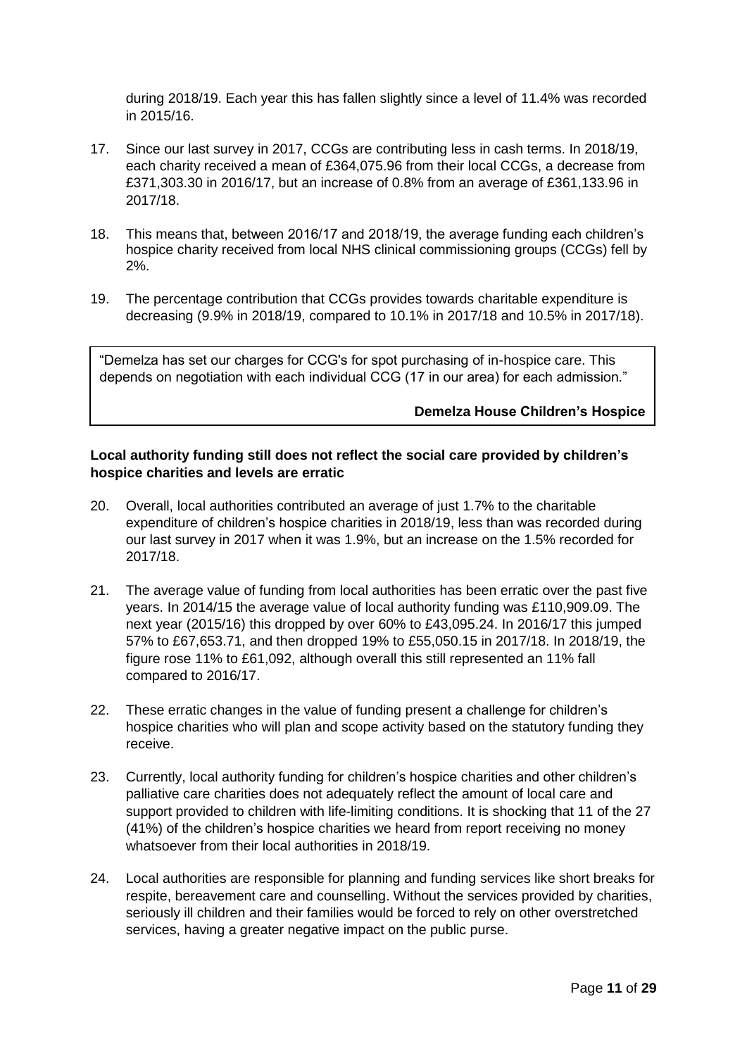during 2018/19. Each year this has fallen slightly since a level of 11.4% was recorded in 2015/16.

17. Since our last survey in 2017, CCGs are contributing less in cash terms. In 2018/19, each charity received a mean of £364,075.96 from their local CCGs, a decrease from £371,303.30 in 2016/17, but an increase of 0.8% from an average of £361,133.96 in 2017/18.

18. This means that, between 2016/17 and 2018/19, the average funding each children's hospice charity received from local NHS clinical commissioning groups (CCGs) fell by 2%.

19. The percentage contribution that CCGs provides towards charitable expenditure is decreasing (9.9% in 2018/19, compared to 10.1% in 2017/18 and 10.5% in 2017/18).

> "Demelza has set our charges for CCG's for spot purchasing of in-hospice care. This depends on negotiation with each individual CCG (17 in our area) for each admission."
>
> **Demelza House Children's Hospice**

**Local authority funding still does not reflect the social care provided by children's hospice charities and levels are erratic**

20. Overall, local authorities contributed an average of just 1.7% to the charitable expenditure of children's hospice charities in 2018/19, less than was recorded during our last survey in 2017 when it was 1.9%, but an increase on the 1.5% recorded for 2017/18.

21. The average value of funding from local authorities has been erratic over the past five years. In 2014/15 the average value of local authority funding was £110,909.09. The next year (2015/16) this dropped by over 60% to £43,095.24. In 2016/17 this jumped 57% to £67,653.71, and then dropped 19% to £55,050.15 in 2017/18. In 2018/19, the figure rose 11% to £61,092, although overall this still represented an 11% fall compared to 2016/17.

22. These erratic changes in the value of funding present a challenge for children's hospice charities who will plan and scope activity based on the statutory funding they receive.

23. Currently, local authority funding for children's hospice charities and other children's palliative care charities does not adequately reflect the amount of local care and support provided to children with life-limiting conditions. It is shocking that 11 of the 27 (41%) of the children's hospice charities we heard from report receiving no money whatsoever from their local authorities in 2018/19.

24. Local authorities are responsible for planning and funding services like short breaks for respite, bereavement care and counselling. Without the services provided by charities, seriously ill children and their families would be forced to rely on other overstretched services, having a greater negative impact on the public purse.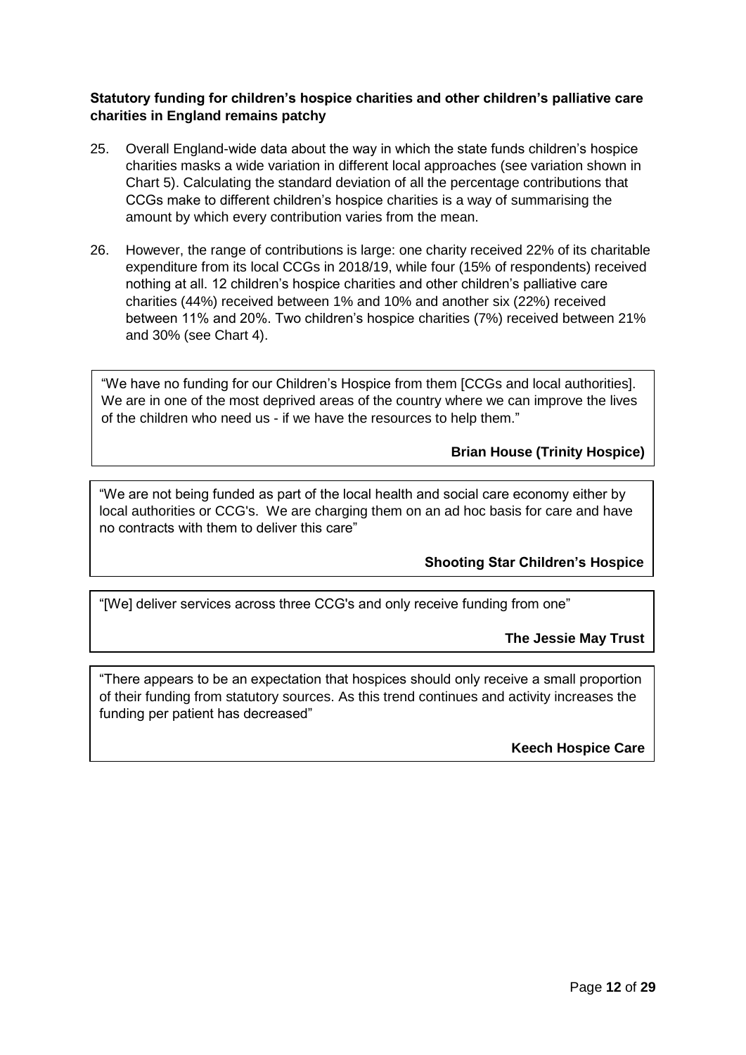**Statutory funding for children's hospice charities and other children's palliative care charities in England remains patchy**

25. Overall England-wide data about the way in which the state funds children's hospice charities masks a wide variation in different local approaches (see variation shown in Chart 5). Calculating the standard deviation of all the percentage contributions that CCGs make to different children's hospice charities is a way of summarising the amount by which every contribution varies from the mean.

26. However, the range of contributions is large: one charity received 22% of its charitable expenditure from its local CCGs in 2018/19, while four (15% of respondents) received nothing at all. 12 children's hospice charities and other children's palliative care charities (44%) received between 1% and 10% and another six (22%) received between 11% and 20%. Two children's hospice charities (7%) received between 21% and 30% (see Chart 4).

> "We have no funding for our Children's Hospice from them [CCGs and local authorities]. We are in one of the most deprived areas of the country where we can improve the lives of the children who need us - if we have the resources to help them."
>
> **Brian House (Trinity Hospice)**

> "We are not being funded as part of the local health and social care economy either by local authorities or CCG's. We are charging them on an ad hoc basis for care and have no contracts with them to deliver this care"
>
> **Shooting Star Children's Hospice**

> "[We] deliver services across three CCG's and only receive funding from one"
>
> **The Jessie May Trust**

> "There appears to be an expectation that hospices should only receive a small proportion of their funding from statutory sources. As this trend continues and activity increases the funding per patient has decreased"
>
> **Keech Hospice Care**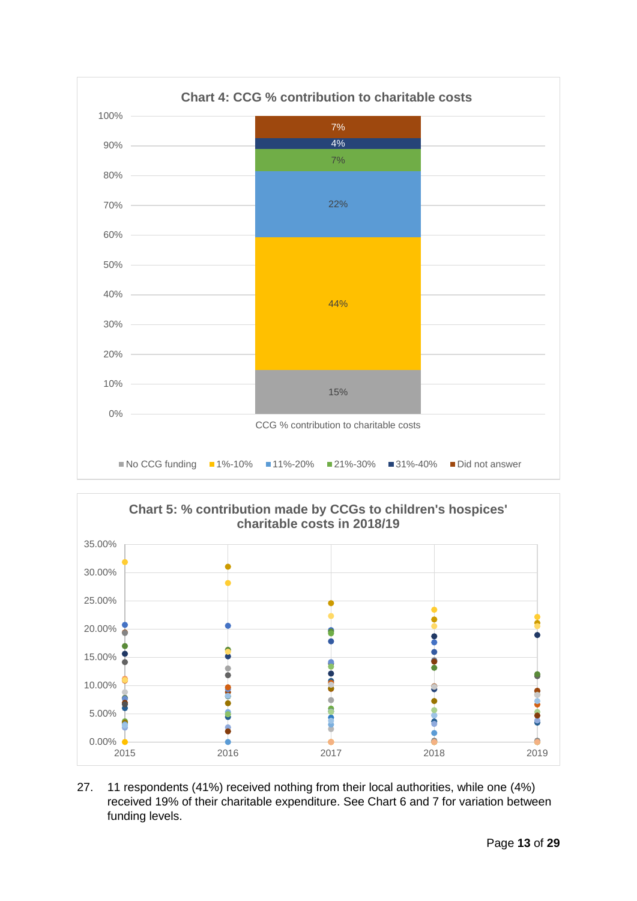**Chart 4: CCG % contribution to charitable costs**

| CCG % contribution to charitable costs | % |
|---|---|
| No CCG funding | 15% |
| 1%-10% | 44% |
| 11%-20% | 22% |
| 21%-30% | 7% |
| 31%-40% | 4% |
| Did not answer | 7% |

**Chart 5: % contribution made by CCGs to children's hospices' charitable costs in 2018/19**

27. 11 respondents (41%) received nothing from their local authorities, while one (4%) received 19% of their charitable expenditure. See Chart 6 and 7 for variation between funding levels.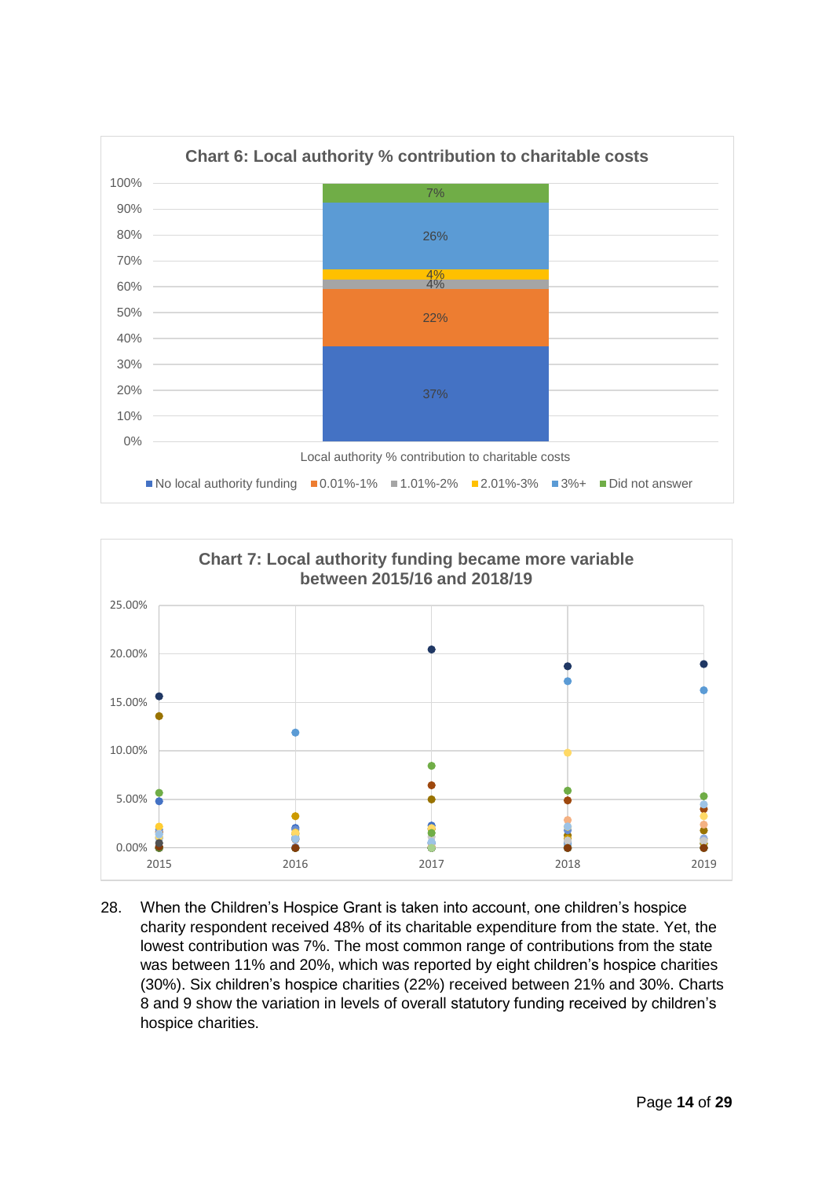**Chart 6: Local authority % contribution to charitable costs**

| Local authority % contribution to charitable costs | % |
|---|---|
| No local authority funding | 37% |
| 0.01%-1% | 22% |
| 1.01%-2% | 4% |
| 2.01%-3% | 4% |
| 3%+ | 26% |
| Did not answer | 7% |

**Chart 7: Local authority funding became more variable between 2015/16 and 2018/19**

28. When the Children's Hospice Grant is taken into account, one children's hospice charity respondent received 48% of its charitable expenditure from the state. Yet, the lowest contribution was 7%. The most common range of contributions from the state was between 11% and 20%, which was reported by eight children's hospice charities (30%). Six children's hospice charities (22%) received between 21% and 30%. Charts 8 and 9 show the variation in levels of overall statutory funding received by children's hospice charities.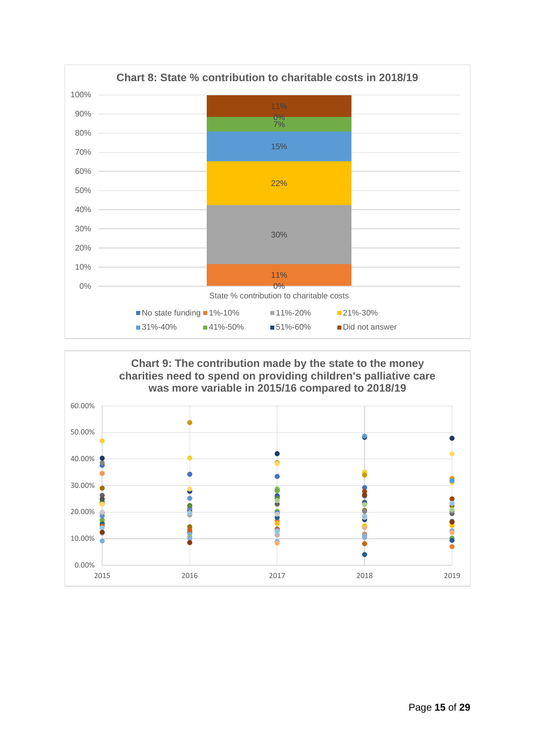**Chart 8: State % contribution to charitable costs in 2018/19**

| State % contribution to charitable costs | % |
|---|---|
| No state funding | 0% |
| 1%-10% | 11% |
| 11%-20% | 30% |
| 21%-30% | 22% |
| 31%-40% | 15% |
| 41%-50% | 7% |
| 51%-60% | 0% |
| Did not answer | 11% |

**Chart 9: The contribution made by the state to the money charities need to spend on providing children's palliative care was more variable in 2015/16 compared to 2018/19**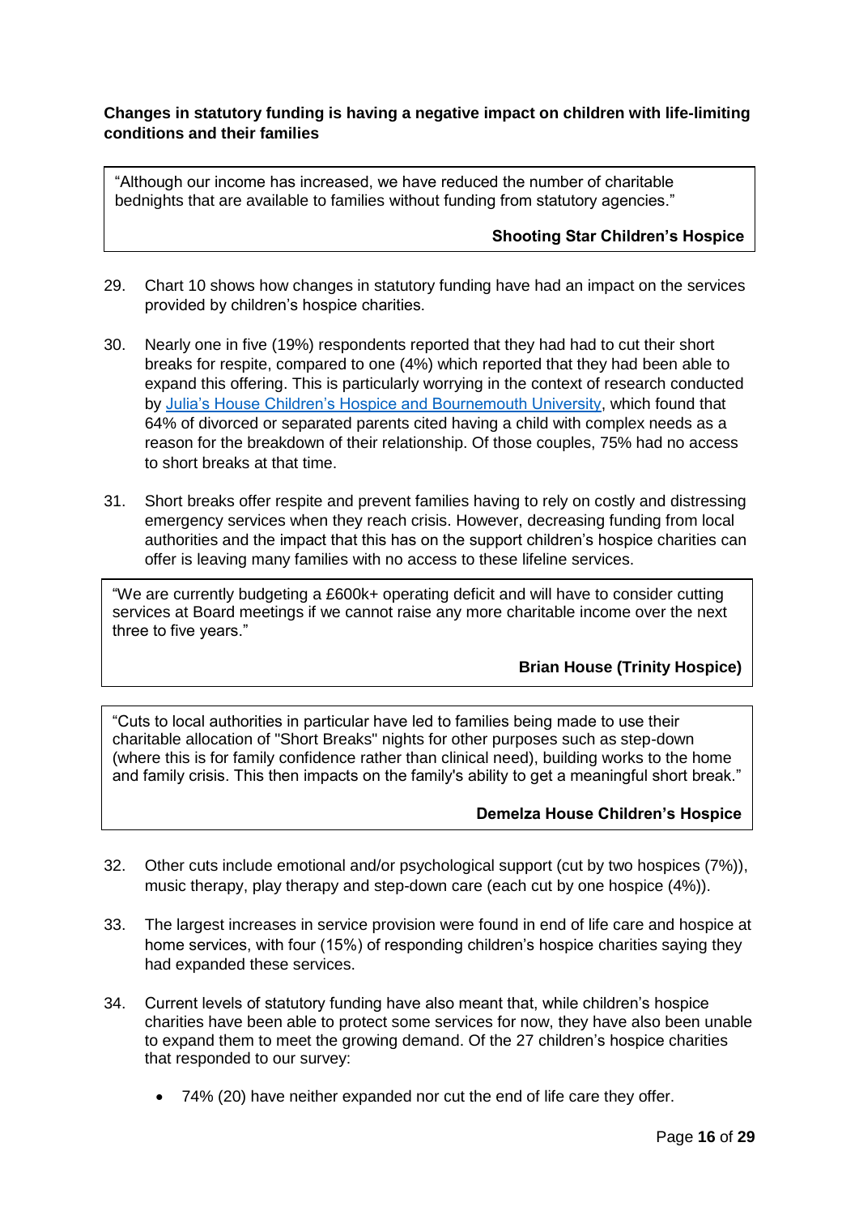**Changes in statutory funding is having a negative impact on children with life-limiting conditions and their families**

> "Although our income has increased, we have reduced the number of charitable bednights that are available to families without funding from statutory agencies."
>
> **Shooting Star Children's Hospice**

29. Chart 10 shows how changes in statutory funding have had an impact on the services provided by children's hospice charities.

30. Nearly one in five (19%) respondents reported that they had had to cut their short breaks for respite, compared to one (4%) which reported that they had been able to expand this offering. This is particularly worrying in the context of research conducted by Julia's House Children's Hospice and Bournemouth University, which found that 64% of divorced or separated parents cited having a child with complex needs as a reason for the breakdown of their relationship. Of those couples, 75% had no access to short breaks at that time.

31. Short breaks offer respite and prevent families having to rely on costly and distressing emergency services when they reach crisis. However, decreasing funding from local authorities and the impact that this has on the support children's hospice charities can offer is leaving many families with no access to these lifeline services.

> "We are currently budgeting a £600k+ operating deficit and will have to consider cutting services at Board meetings if we cannot raise any more charitable income over the next three to five years."
>
> **Brian House (Trinity Hospice)**

> "Cuts to local authorities in particular have led to families being made to use their charitable allocation of "Short Breaks" nights for other purposes such as step-down (where this is for family confidence rather than clinical need), building works to the home and family crisis. This then impacts on the family's ability to get a meaningful short break."
>
> **Demelza House Children's Hospice**

32. Other cuts include emotional and/or psychological support (cut by two hospices (7%)), music therapy, play therapy and step-down care (each cut by one hospice (4%)).

33. The largest increases in service provision were found in end of life care and hospice at home services, with four (15%) of responding children's hospice charities saying they had expanded these services.

34. Current levels of statutory funding have also meant that, while children's hospice charities have been able to protect some services for now, they have also been unable to expand them to meet the growing demand. Of the 27 children's hospice charities that responded to our survey:

    - 74% (20) have neither expanded nor cut the end of life care they offer.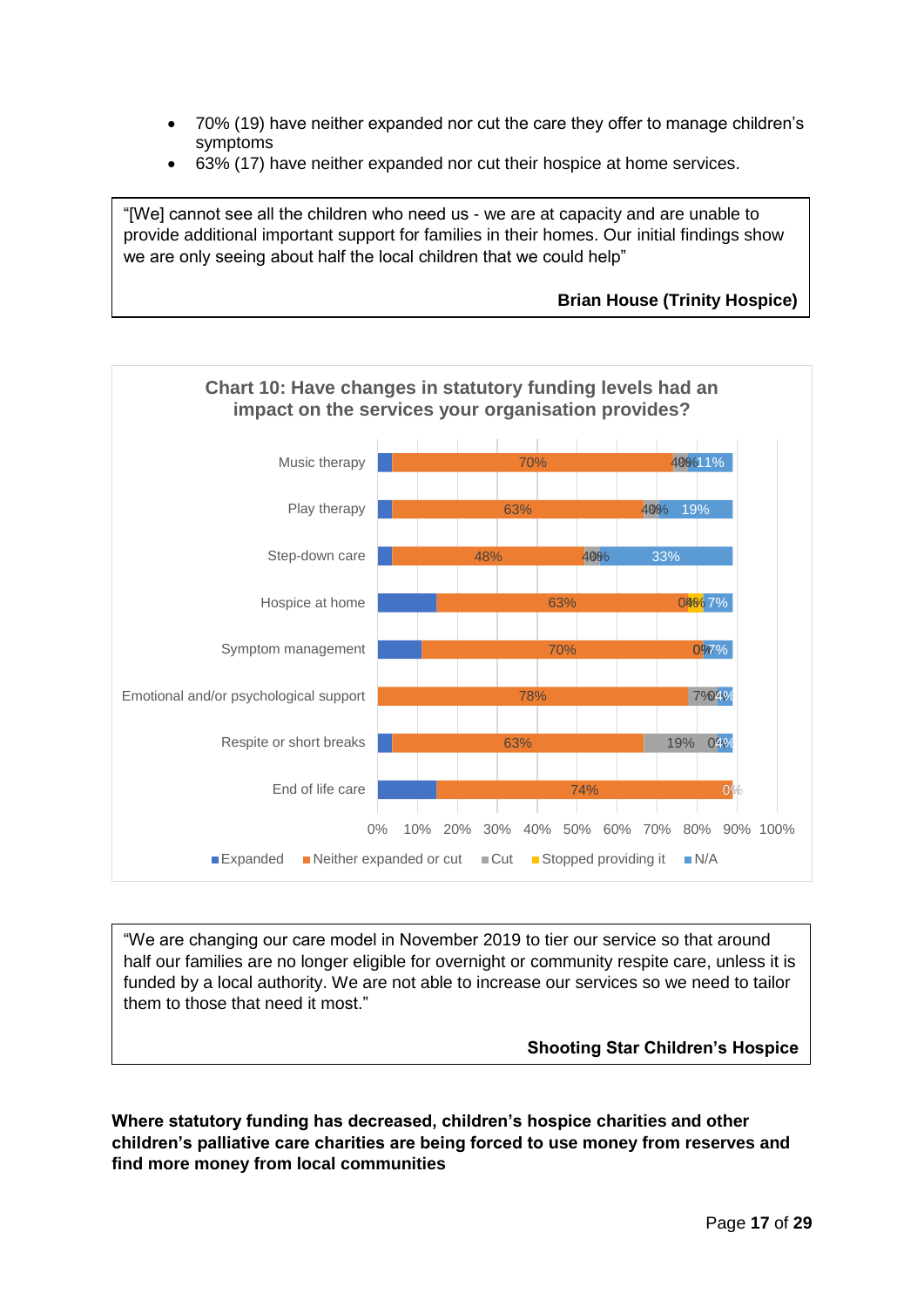- 70% (19) have neither expanded nor cut the care they offer to manage children's symptoms
- 63% (17) have neither expanded nor cut their hospice at home services.

> "[We] cannot see all the children who need us - we are at capacity and are unable to provide additional important support for families in their homes. Our initial findings show we are only seeing about half the local children that we could help"
>
> **Brian House (Trinity Hospice)**

**Chart 10: Have changes in statutory funding levels had an impact on the services your organisation provides?**

| Service | Expanded | Neither expanded or cut | Cut | Stopped providing it | N/A |
|---|---|---|---|---|---|
| Music therapy | | 70% | 4% | 0% | 11% |
| Play therapy | | 63% | 4% | 0% | 19% |
| Step-down care | | 48% | 4% | 0% | 33% |
| Hospice at home | | 63% | 0% | 4% | 7% |
| Symptom management | | 70% | 0% | | 7% |
| Emotional and/or psychological support | | 78% | 7% | 0% | 4% |
| Respite or short breaks | | 63% | 19% | 0% | 4% |
| End of life care | | 74% | 0% | | |

> "We are changing our care model in November 2019 to tier our service so that around half our families are no longer eligible for overnight or community respite care, unless it is funded by a local authority. We are not able to increase our services so we need to tailor them to those that need it most."
>
> **Shooting Star Children's Hospice**

**Where statutory funding has decreased, children's hospice charities and other children's palliative care charities are being forced to use money from reserves and find more money from local communities**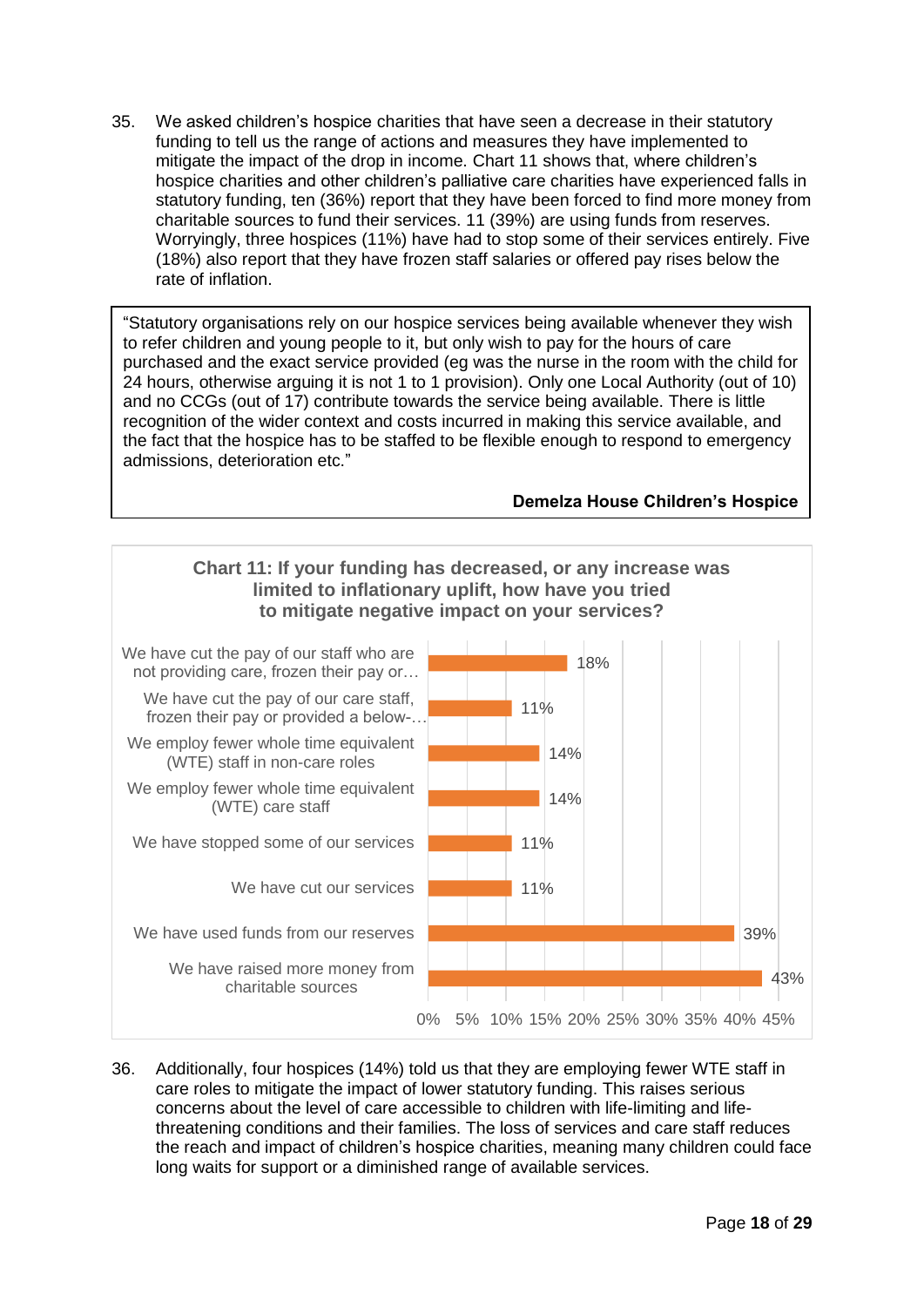35. We asked children's hospice charities that have seen a decrease in their statutory funding to tell us the range of actions and measures they have implemented to mitigate the impact of the drop in income. Chart 11 shows that, where children's hospice charities and other children's palliative care charities have experienced falls in statutory funding, ten (36%) report that they have been forced to find more money from charitable sources to fund their services. 11 (39%) are using funds from reserves. Worryingly, three hospices (11%) have had to stop some of their services entirely. Five (18%) also report that they have frozen staff salaries or offered pay rises below the rate of inflation.

> "Statutory organisations rely on our hospice services being available whenever they wish to refer children and young people to it, but only wish to pay for the hours of care purchased and the exact service provided (eg was the nurse in the room with the child for 24 hours, otherwise arguing it is not 1 to 1 provision). Only one Local Authority (out of 10) and no CCGs (out of 17) contribute towards the service being available. There is little recognition of the wider context and costs incurred in making this service available, and the fact that the hospice has to be staffed to be flexible enough to respond to emergency admissions, deterioration etc."
>
> **Demelza House Children's Hospice**

**Chart 11: If your funding has decreased, or any increase was limited to inflationary uplift, how have you tried to mitigate negative impact on your services?**

| Response | Percentage |
|---|---|
| We have cut the pay of our staff who are not providing care, frozen their pay or… | 18% |
| We have cut the pay of our care staff, frozen their pay or provided a below-… | 11% |
| We employ fewer whole time equivalent (WTE) staff in non-care roles | 14% |
| We employ fewer whole time equivalent (WTE) care staff | 14% |
| We have stopped some of our services | 11% |
| We have cut our services | 11% |
| We have used funds from our reserves | 39% |
| We have raised more money from charitable sources | 43% |

36. Additionally, four hospices (14%) told us that they are employing fewer WTE staff in care roles to mitigate the impact of lower statutory funding. This raises serious concerns about the level of care accessible to children with life-limiting and life-threatening conditions and their families. The loss of services and care staff reduces the reach and impact of children's hospice charities, meaning many children could face long waits for support or a diminished range of available services.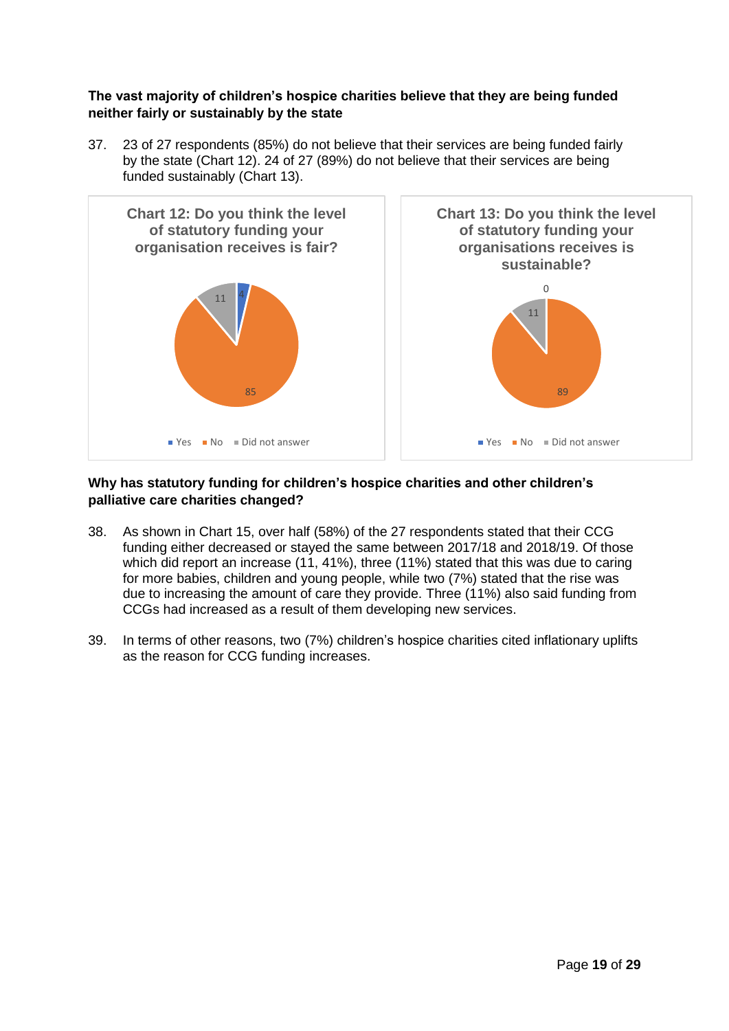**The vast majority of children's hospice charities believe that they are being funded neither fairly or sustainably by the state**

37. 23 of 27 respondents (85%) do not believe that their services are being funded fairly by the state (Chart 12). 24 of 27 (89%) do not believe that their services are being funded sustainably (Chart 13).

**Chart 12: Do you think the level of statutory funding your organisation receives is fair?**

| Response | % |
|---|---|
| Yes | 4 |
| No | 85 |
| Did not answer | 11 |

**Chart 13: Do you think the level of statutory funding your organisations receives is sustainable?**

| Response | % |
|---|---|
| Yes | 0 |
| No | 89 |
| Did not answer | 11 |

**Why has statutory funding for children's hospice charities and other children's palliative care charities changed?**

38. As shown in Chart 15, over half (58%) of the 27 respondents stated that their CCG funding either decreased or stayed the same between 2017/18 and 2018/19. Of those which did report an increase (11, 41%), three (11%) stated that this was due to caring for more babies, children and young people, while two (7%) stated that the rise was due to increasing the amount of care they provide. Three (11%) also said funding from CCGs had increased as a result of them developing new services.

39. In terms of other reasons, two (7%) children's hospice charities cited inflationary uplifts as the reason for CCG funding increases.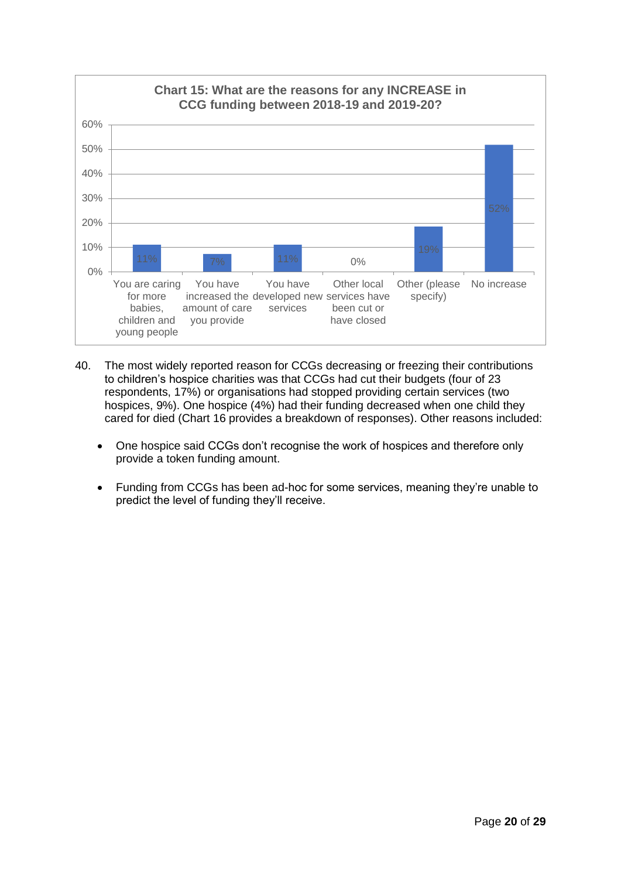**Chart 15: What are the reasons for any INCREASE in CCG funding between 2018-19 and 2019-20?**

| Reason | Percentage |
|---|---|
| You are caring for more babies, children and young people | 11% |
| You have increased the amount of care you provide | 7% |
| You have developed new services | 11% |
| Other local services have been cut or have closed | 0% |
| Other (please specify) | 19% |
| No increase | 52% |

40. The most widely reported reason for CCGs decreasing or freezing their contributions to children's hospice charities was that CCGs had cut their budgets (four of 23 respondents, 17%) or organisations had stopped providing certain services (two hospices, 9%). One hospice (4%) had their funding decreased when one child they cared for died (Chart 16 provides a breakdown of responses). Other reasons included:

- One hospice said CCGs don't recognise the work of hospices and therefore only provide a token funding amount.
- Funding from CCGs has been ad-hoc for some services, meaning they're unable to predict the level of funding they'll receive.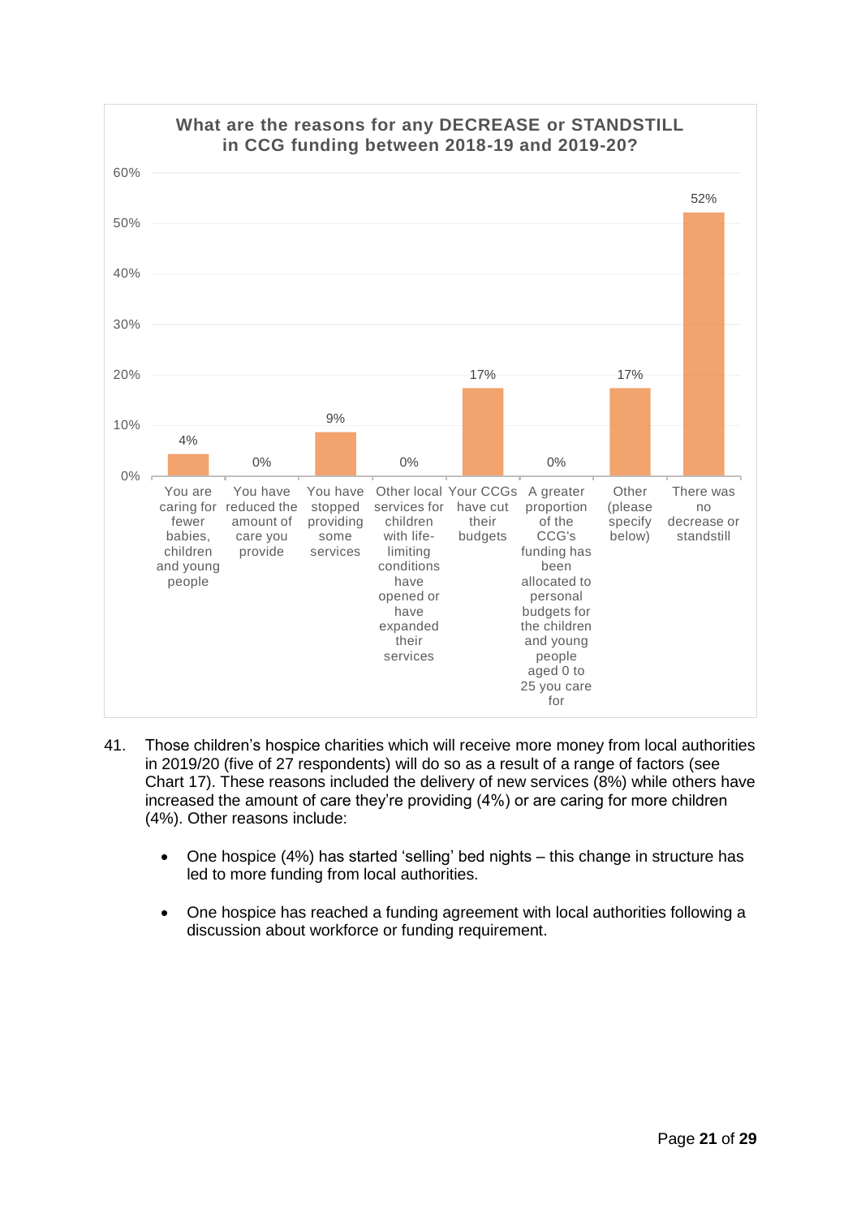**What are the reasons for any DECREASE or STANDSTILL in CCG funding between 2018-19 and 2019-20?**

| Reason | Percentage |
| --- | --- |
| You are caring for fewer babies, children and young people | 4% |
| You have reduced the amount of care you provide | 0% |
| You have stopped providing some services | 9% |
| Other local services for children with life-limiting conditions have opened or have expanded their services | 0% |
| Your CCGs have cut their budgets | 17% |
| A greater proportion of the CCG's funding has been allocated to personal budgets for the children and young people aged 0 to 25 you care for | 0% |
| Other (please specify below) | 17% |
| There was no decrease or standstill | 52% |

41. Those children's hospice charities which will receive more money from local authorities in 2019/20 (five of 27 respondents) will do so as a result of a range of factors (see Chart 17). These reasons included the delivery of new services (8%) while others have increased the amount of care they're providing (4%) or are caring for more children (4%). Other reasons include:

- One hospice (4%) has started 'selling' bed nights – this change in structure has led to more funding from local authorities.

- One hospice has reached a funding agreement with local authorities following a discussion about workforce or funding requirement.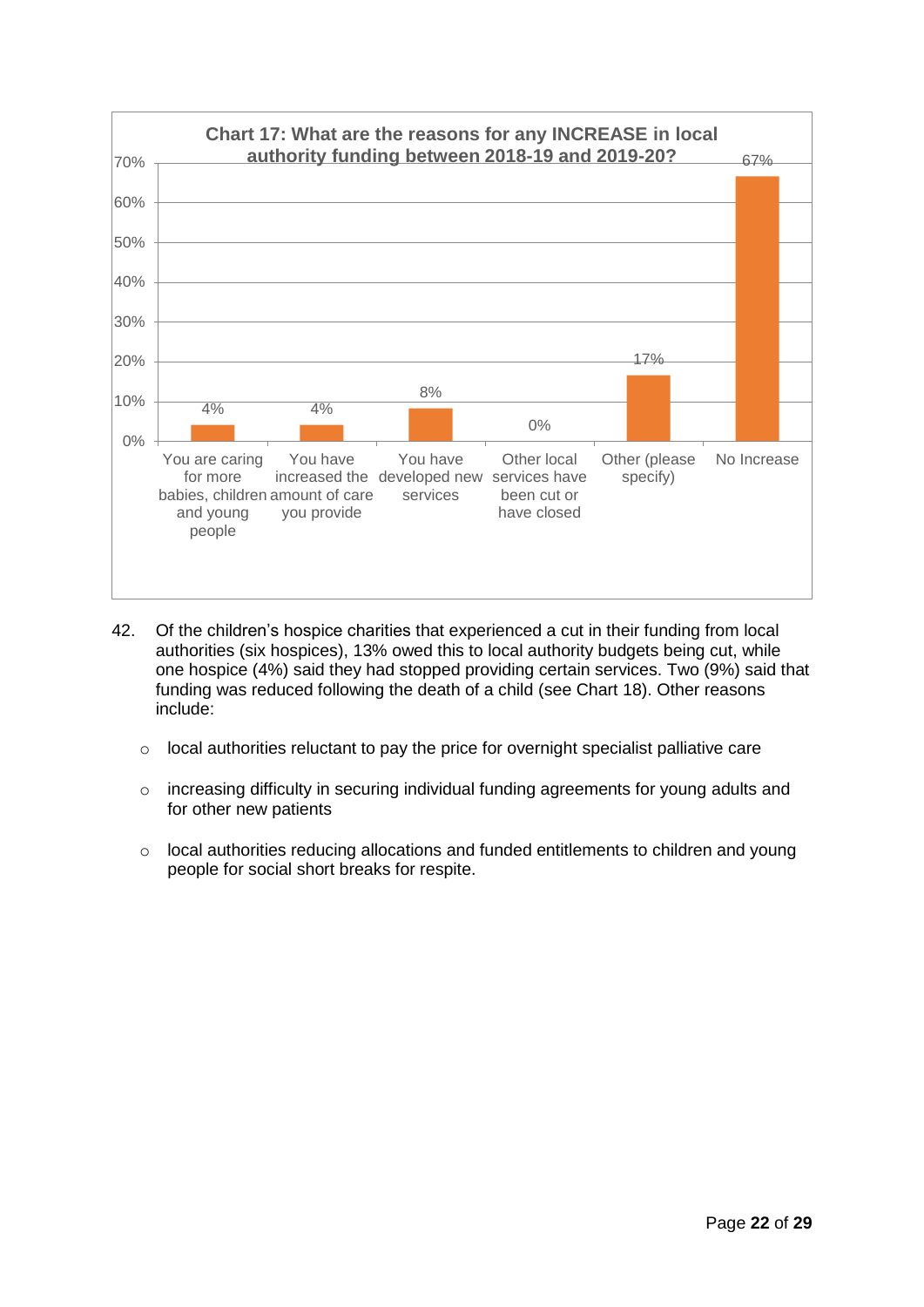**Chart 17: What are the reasons for any INCREASE in local authority funding between 2018-19 and 2019-20?**

| Reason | Percentage |
|---|---|
| You are caring for more babies, children and young people | 4% |
| You have increased the amount of care you provide | 4% |
| You have developed new services | 8% |
| Other local services have been cut or have closed | 0% |
| Other (please specify) | 17% |
| No Increase | 67% |

42. Of the children's hospice charities that experienced a cut in their funding from local authorities (six hospices), 13% owed this to local authority budgets being cut, while one hospice (4%) said they had stopped providing certain services. Two (9%) said that funding was reduced following the death of a child (see Chart 18). Other reasons include:

   - local authorities reluctant to pay the price for overnight specialist palliative care
   - increasing difficulty in securing individual funding agreements for young adults and for other new patients
   - local authorities reducing allocations and funded entitlements to children and young people for social short breaks for respite.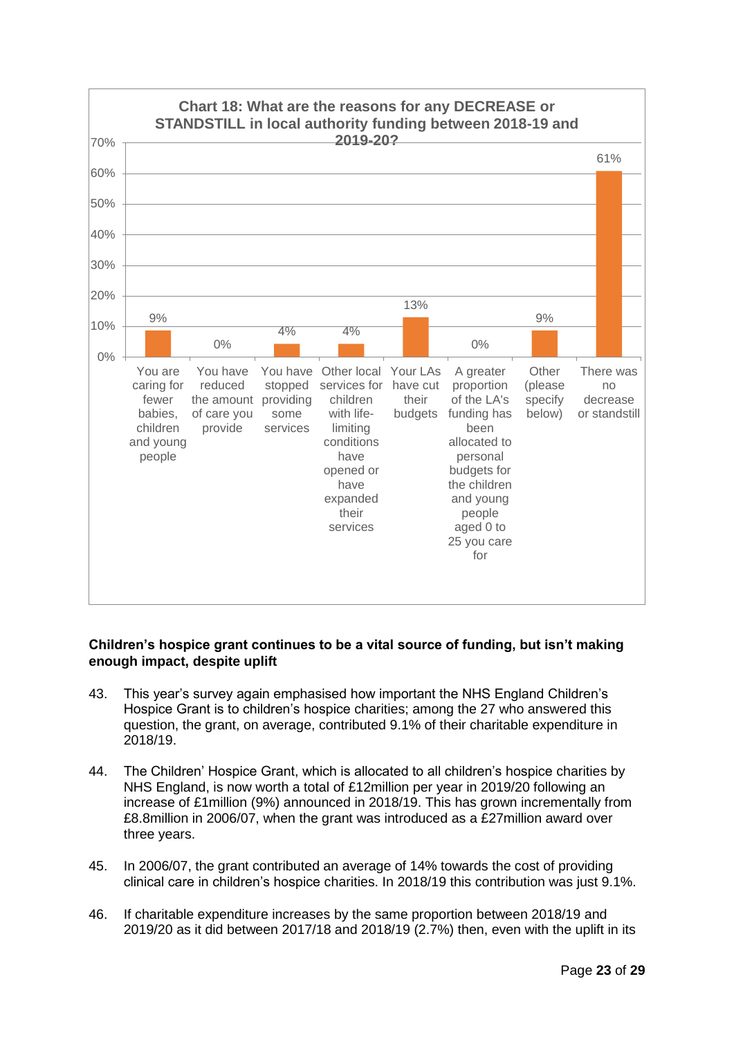**Chart 18: What are the reasons for any DECREASE or STANDSTILL in local authority funding between 2018-19 and 2019-20?**

| Reason | % |
|---|---|
| You are caring for fewer babies, children and young people | 9% |
| You have reduced the amount of care you provide | 0% |
| You have stopped providing some services | 4% |
| Other local services for children with life-limiting conditions have opened or have expanded their services | 4% |
| Your LAs have cut their budgets | 13% |
| A greater proportion of the LA's funding has been allocated to personal budgets for the children and young people aged 0 to 25 you care for | 0% |
| Other (please specify below) | 9% |
| There was no decrease or standstill | 61% |

**Children's hospice grant continues to be a vital source of funding, but isn't making enough impact, despite uplift**

43. This year's survey again emphasised how important the NHS England Children's Hospice Grant is to children's hospice charities; among the 27 who answered this question, the grant, on average, contributed 9.1% of their charitable expenditure in 2018/19.

44. The Children' Hospice Grant, which is allocated to all children's hospice charities by NHS England, is now worth a total of £12million per year in 2019/20 following an increase of £1million (9%) announced in 2018/19. This has grown incrementally from £8.8million in 2006/07, when the grant was introduced as a £27million award over three years.

45. In 2006/07, the grant contributed an average of 14% towards the cost of providing clinical care in children's hospice charities. In 2018/19 this contribution was just 9.1%.

46. If charitable expenditure increases by the same proportion between 2018/19 and 2019/20 as it did between 2017/18 and 2018/19 (2.7%) then, even with the uplift in its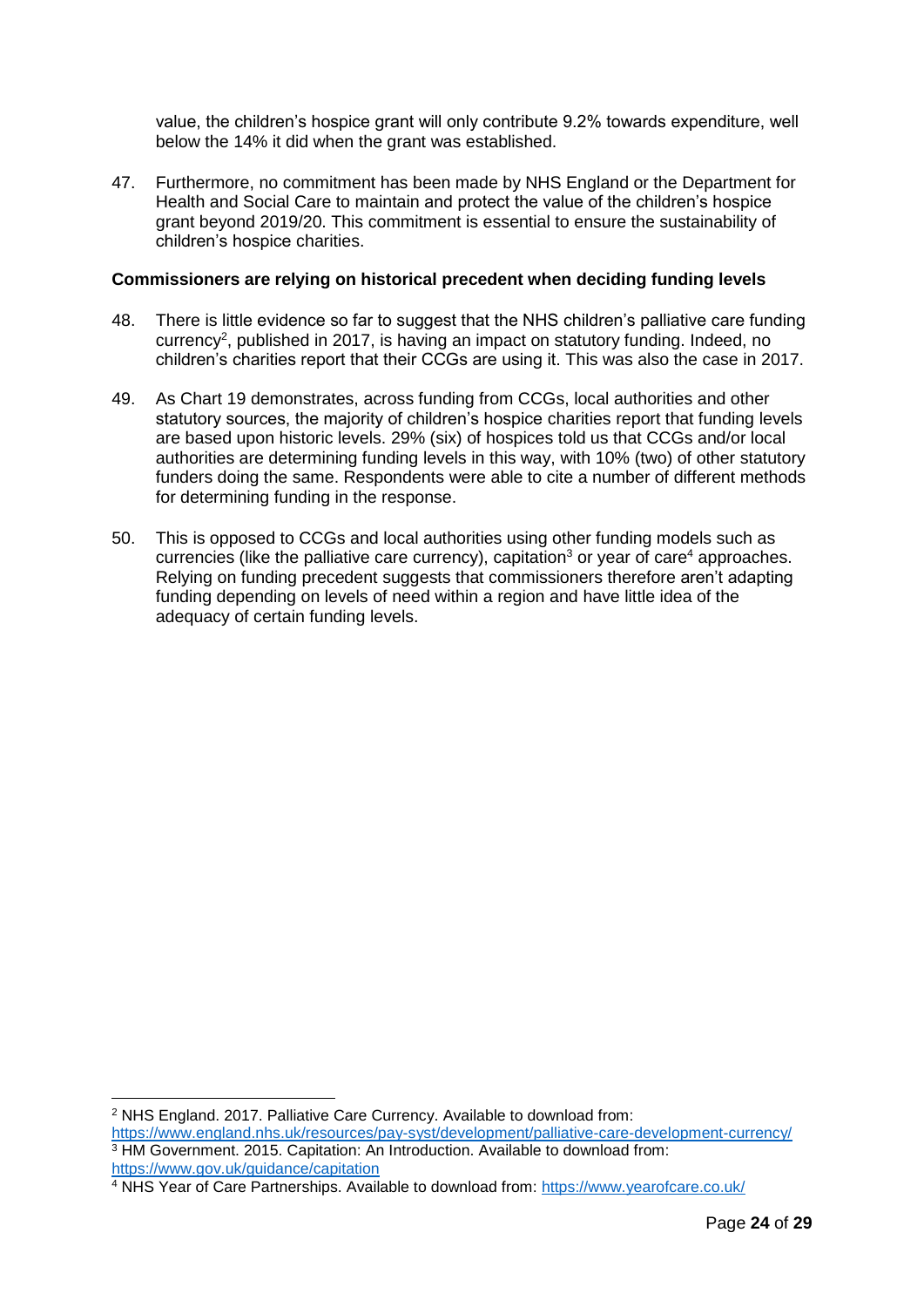value, the children's hospice grant will only contribute 9.2% towards expenditure, well below the 14% it did when the grant was established.

47. Furthermore, no commitment has been made by NHS England or the Department for Health and Social Care to maintain and protect the value of the children's hospice grant beyond 2019/20. This commitment is essential to ensure the sustainability of children's hospice charities.

**Commissioners are relying on historical precedent when deciding funding levels**

48. There is little evidence so far to suggest that the NHS children's palliative care funding currency[2], published in 2017, is having an impact on statutory funding. Indeed, no children's charities report that their CCGs are using it. This was also the case in 2017.

49. As Chart 19 demonstrates, across funding from CCGs, local authorities and other statutory sources, the majority of children's hospice charities report that funding levels are based upon historic levels. 29% (six) of hospices told us that CCGs and/or local authorities are determining funding levels in this way, with 10% (two) of other statutory funders doing the same. Respondents were able to cite a number of different methods for determining funding in the response.

50. This is opposed to CCGs and local authorities using other funding models such as currencies (like the palliative care currency), capitation[3] or year of care[4] approaches. Relying on funding precedent suggests that commissioners therefore aren't adapting funding depending on levels of need within a region and have little idea of the adequacy of certain funding levels.

---

[2] NHS England. 2017. Palliative Care Currency. Available to download from: https://www.england.nhs.uk/resources/pay-syst/development/palliative-care-development-currency/

[3] HM Government. 2015. Capitation: An Introduction. Available to download from: https://www.gov.uk/guidance/capitation

[4] NHS Year of Care Partnerships. Available to download from: https://www.yearofcare.co.uk/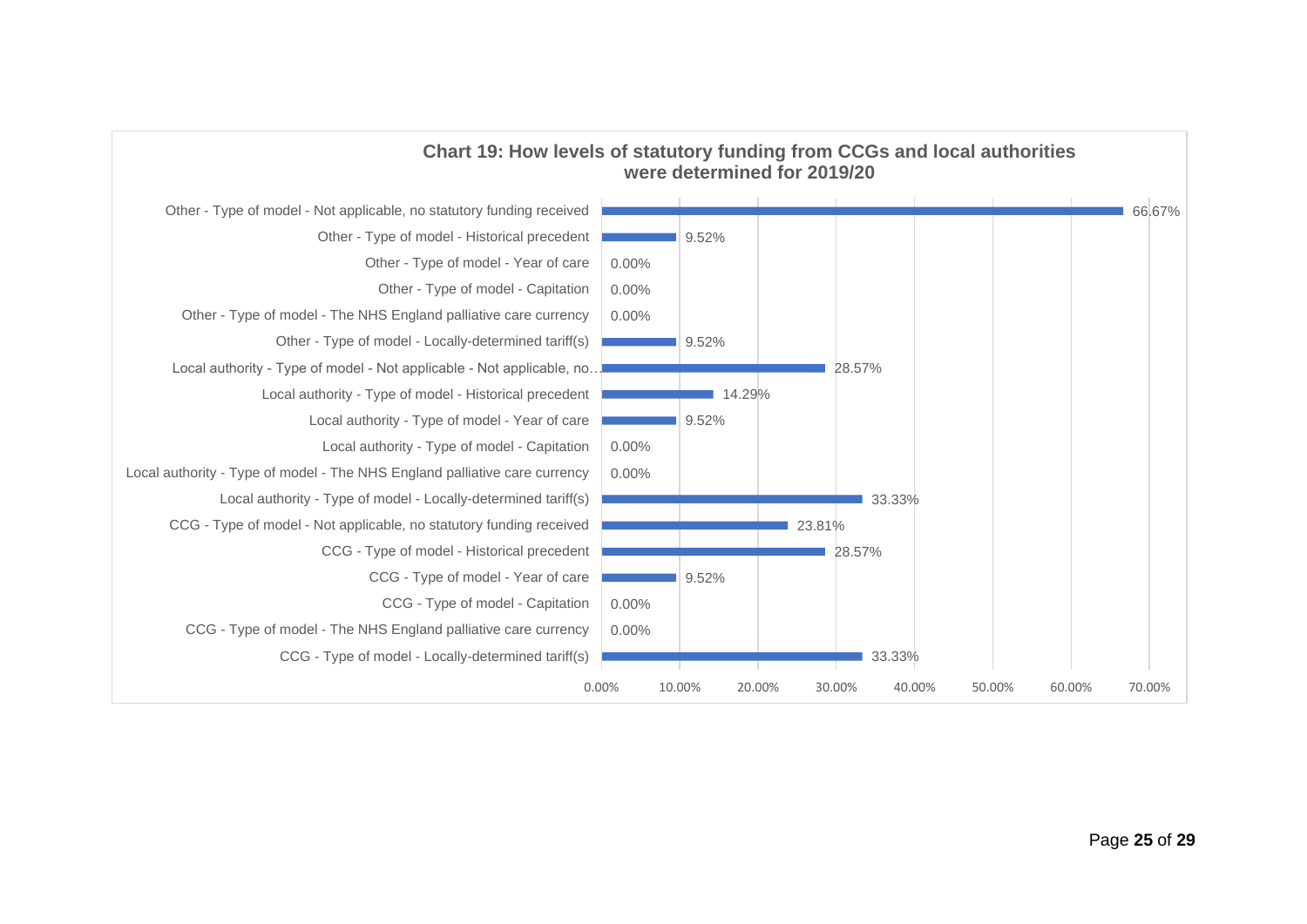**Chart 19: How levels of statutory funding from CCGs and local authorities were determined for 2019/20**

| Category | Percentage |
|---|---|
| Other - Type of model - Not applicable, no statutory funding received | 66.67% |
| Other - Type of model - Historical precedent | 9.52% |
| Other - Type of model - Year of care | 0.00% |
| Other - Type of model - Capitation | 0.00% |
| Other - Type of model - The NHS England palliative care currency | 0.00% |
| Other - Type of model - Locally-determined tariff(s) | 9.52% |
| Local authority - Type of model - Not applicable - Not applicable, no… | 28.57% |
| Local authority - Type of model - Historical precedent | 14.29% |
| Local authority - Type of model - Year of care | 9.52% |
| Local authority - Type of model - Capitation | 0.00% |
| Local authority - Type of model - The NHS England palliative care currency | 0.00% |
| Local authority - Type of model - Locally-determined tariff(s) | 33.33% |
| CCG - Type of model - Not applicable, no statutory funding received | 23.81% |
| CCG - Type of model - Historical precedent | 28.57% |
| CCG - Type of model - Year of care | 9.52% |
| CCG - Type of model - Capitation | 0.00% |
| CCG - Type of model - The NHS England palliative care currency | 0.00% |
| CCG - Type of model - Locally-determined tariff(s) | 33.33% |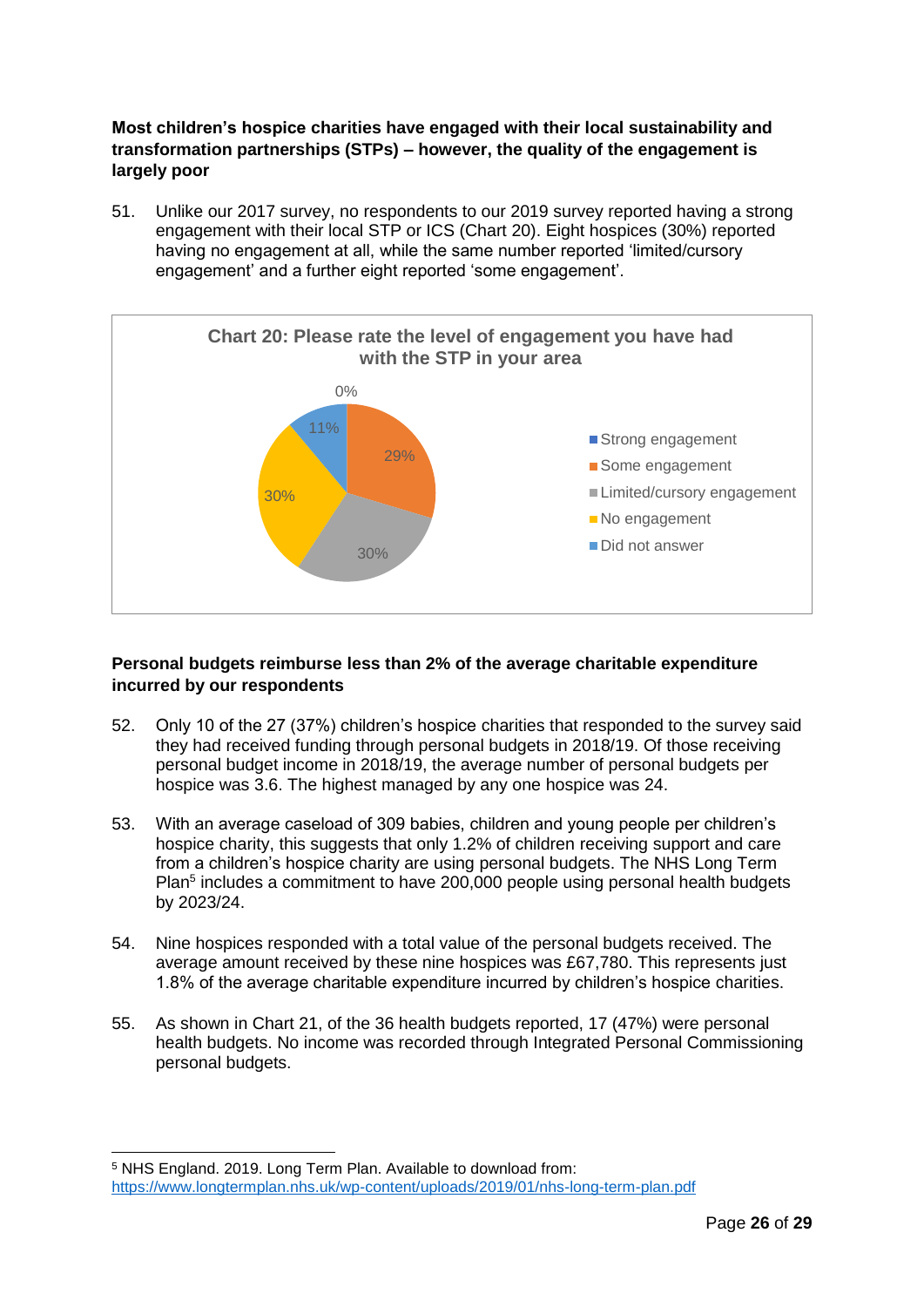**Most children's hospice charities have engaged with their local sustainability and transformation partnerships (STPs) – however, the quality of the engagement is largely poor**

51. Unlike our 2017 survey, no respondents to our 2019 survey reported having a strong engagement with their local STP or ICS (Chart 20). Eight hospices (30%) reported having no engagement at all, while the same number reported 'limited/cursory engagement' and a further eight reported 'some engagement'.

**Chart 20: Please rate the level of engagement you have had with the STP in your area**

| Response | % |
| --- | --- |
| Strong engagement | 0% |
| Some engagement | 29% |
| Limited/cursory engagement | 30% |
| No engagement | 30% |
| Did not answer | 11% |

**Personal budgets reimburse less than 2% of the average charitable expenditure incurred by our respondents**

52. Only 10 of the 27 (37%) children's hospice charities that responded to the survey said they had received funding through personal budgets in 2018/19. Of those receiving personal budget income in 2018/19, the average number of personal budgets per hospice was 3.6. The highest managed by any one hospice was 24.

53. With an average caseload of 309 babies, children and young people per children's hospice charity, this suggests that only 1.2% of children receiving support and care from a children's hospice charity are using personal budgets. The NHS Long Term Plan[5] includes a commitment to have 200,000 people using personal health budgets by 2023/24.

54. Nine hospices responded with a total value of the personal budgets received. The average amount received by these nine hospices was £67,780. This represents just 1.8% of the average charitable expenditure incurred by children's hospice charities.

55. As shown in Chart 21, of the 36 health budgets reported, 17 (47%) were personal health budgets. No income was recorded through Integrated Personal Commissioning personal budgets.

---

[5] NHS England. 2019. Long Term Plan. Available to download from: https://www.longtermplan.nhs.uk/wp-content/uploads/2019/01/nhs-long-term-plan.pdf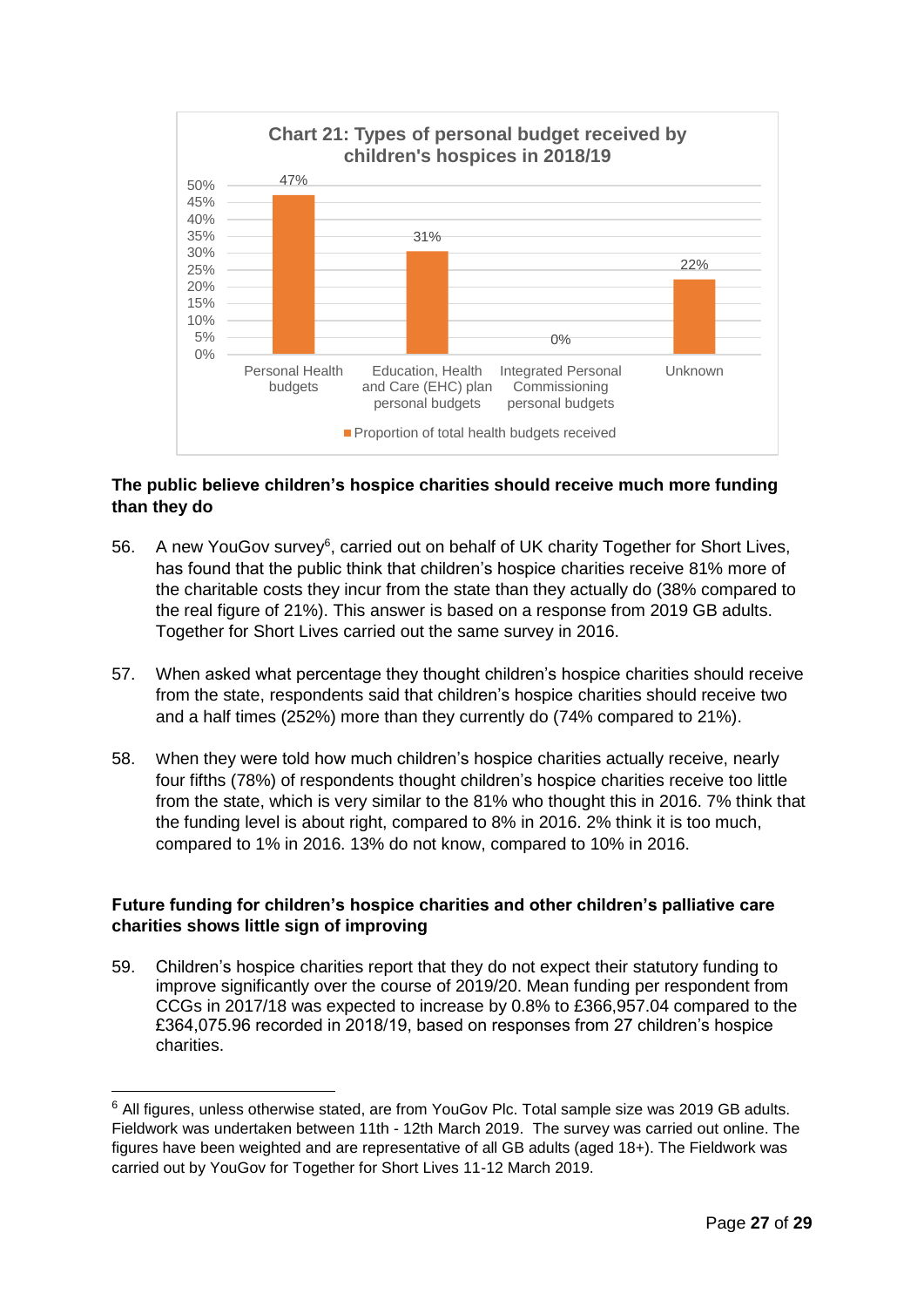**Chart 21: Types of personal budget received by children's hospices in 2018/19**

| | Proportion of total health budgets received |
|---|---|
| Personal Health budgets | 47% |
| Education, Health and Care (EHC) plan personal budgets | 31% |
| Integrated Personal Commissioning personal budgets | 0% |
| Unknown | 22% |

**The public believe children's hospice charities should receive much more funding than they do**

56. A new YouGov survey[6], carried out on behalf of UK charity Together for Short Lives, has found that the public think that children's hospice charities receive 81% more of the charitable costs they incur from the state than they actually do (38% compared to the real figure of 21%). This answer is based on a response from 2019 GB adults. Together for Short Lives carried out the same survey in 2016.

57. When asked what percentage they thought children's hospice charities should receive from the state, respondents said that children's hospice charities should receive two and a half times (252%) more than they currently do (74% compared to 21%).

58. When they were told how much children's hospice charities actually receive, nearly four fifths (78%) of respondents thought children's hospice charities receive too little from the state, which is very similar to the 81% who thought this in 2016. 7% think that the funding level is about right, compared to 8% in 2016. 2% think it is too much, compared to 1% in 2016. 13% do not know, compared to 10% in 2016.

**Future funding for children's hospice charities and other children's palliative care charities shows little sign of improving**

59. Children's hospice charities report that they do not expect their statutory funding to improve significantly over the course of 2019/20. Mean funding per respondent from CCGs in 2017/18 was expected to increase by 0.8% to £366,957.04 compared to the £364,075.96 recorded in 2018/19, based on responses from 27 children's hospice charities.

---

[6] All figures, unless otherwise stated, are from YouGov Plc. Total sample size was 2019 GB adults. Fieldwork was undertaken between 11th - 12th March 2019. The survey was carried out online. The figures have been weighted and are representative of all GB adults (aged 18+). The Fieldwork was carried out by YouGov for Together for Short Lives 11-12 March 2019.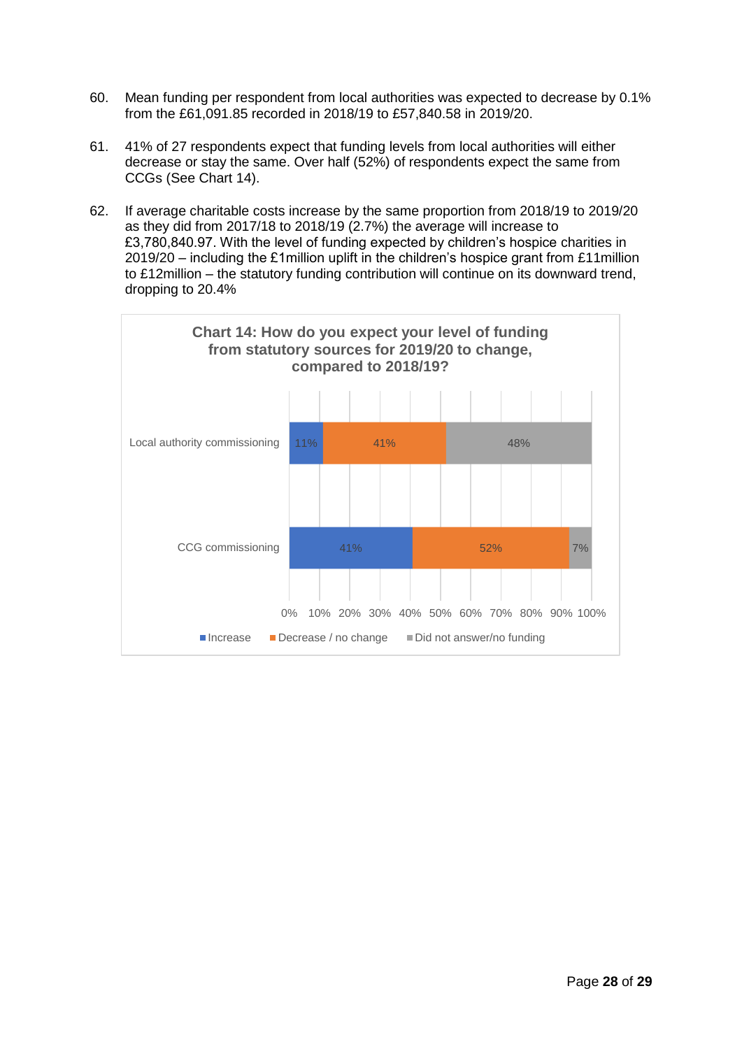60. Mean funding per respondent from local authorities was expected to decrease by 0.1% from the £61,091.85 recorded in 2018/19 to £57,840.58 in 2019/20.

61. 41% of 27 respondents expect that funding levels from local authorities will either decrease or stay the same. Over half (52%) of respondents expect the same from CCGs (See Chart 14).

62. If average charitable costs increase by the same proportion from 2018/19 to 2019/20 as they did from 2017/18 to 2018/19 (2.7%) the average will increase to £3,780,840.97. With the level of funding expected by children's hospice charities in 2019/20 – including the £1million uplift in the children's hospice grant from £11million to £12million – the statutory funding contribution will continue on its downward trend, dropping to 20.4%

**Chart 14: How do you expect your level of funding from statutory sources for 2019/20 to change, compared to 2018/19?**

| | Increase | Decrease / no change | Did not answer/no funding |
|---|---|---|---|
| Local authority commissioning | 11% | 41% | 48% |
| CCG commissioning | 41% | 52% | 7% |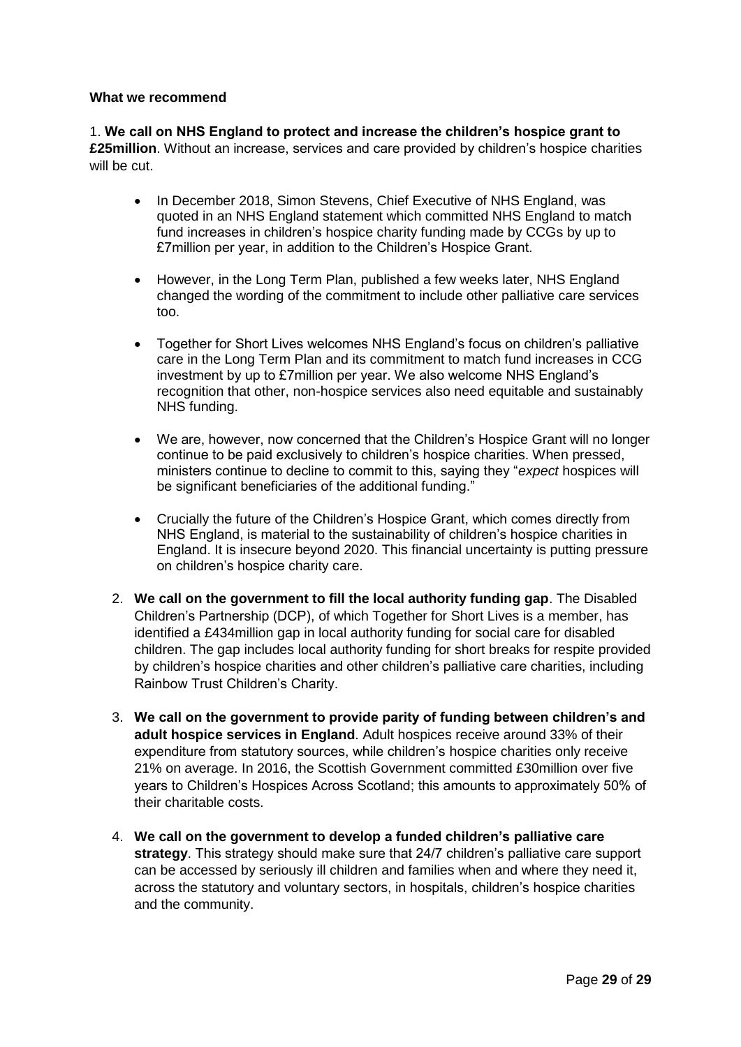**What we recommend**

1. **We call on NHS England to protect and increase the children's hospice grant to £25million**. Without an increase, services and care provided by children's hospice charities will be cut.

    - In December 2018, Simon Stevens, Chief Executive of NHS England, was quoted in an NHS England statement which committed NHS England to match fund increases in children's hospice charity funding made by CCGs by up to £7million per year, in addition to the Children's Hospice Grant.
    - However, in the Long Term Plan, published a few weeks later, NHS England changed the wording of the commitment to include other palliative care services too.
    - Together for Short Lives welcomes NHS England's focus on children's palliative care in the Long Term Plan and its commitment to match fund increases in CCG investment by up to £7million per year. We also welcome NHS England's recognition that other, non-hospice services also need equitable and sustainably NHS funding.
    - We are, however, now concerned that the Children's Hospice Grant will no longer continue to be paid exclusively to children's hospice charities. When pressed, ministers continue to decline to commit to this, saying they "*expect* hospices will be significant beneficiaries of the additional funding."
    - Crucially the future of the Children's Hospice Grant, which comes directly from NHS England, is material to the sustainability of children's hospice charities in England. It is insecure beyond 2020. This financial uncertainty is putting pressure on children's hospice charity care.

2. **We call on the government to fill the local authority funding gap**. The Disabled Children's Partnership (DCP), of which Together for Short Lives is a member, has identified a £434million gap in local authority funding for social care for disabled children. The gap includes local authority funding for short breaks for respite provided by children's hospice charities and other children's palliative care charities, including Rainbow Trust Children's Charity.

3. **We call on the government to provide parity of funding between children's and adult hospice services in England**. Adult hospices receive around 33% of their expenditure from statutory sources, while children's hospice charities only receive 21% on average. In 2016, the Scottish Government committed £30million over five years to Children's Hospices Across Scotland; this amounts to approximately 50% of their charitable costs.

4. **We call on the government to develop a funded children's palliative care strategy**. This strategy should make sure that 24/7 children's palliative care support can be accessed by seriously ill children and families when and where they need it, across the statutory and voluntary sectors, in hospitals, children's hospice charities and the community.